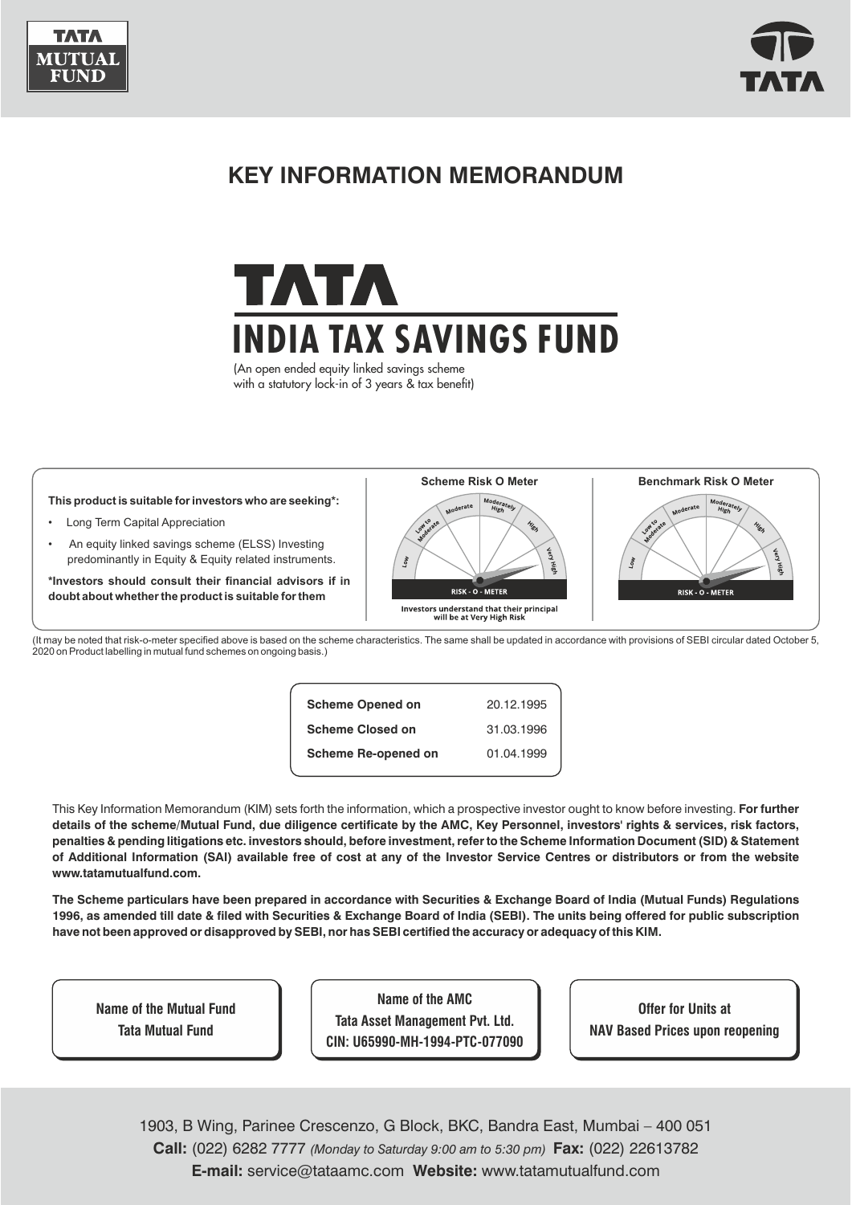TATA MUTUAL FUND

TATA

# KEY INFORMATION MEMORANDUM

# TATA INDIA TAX SAVINGS FUND

(An open ended equity linked savings scheme with a statutory lock-in of 3 years & tax benefit)

**This product is suitable for investors who are seeking*:**

- Long Term Capital Appreciation
- An equity linked savings scheme (ELSS) Investing predominantly in Equity & Equity related instruments.

***Investors should consult their financial advisors if in doubt about whether the product is suitable for them**

**Scheme Risk O Meter**

Low | Low to Moderate | Moderate | Moderately High | High | Very High

RISK - O - METER

Investors understand that their principal will be at Very High Risk

**Benchmark Risk O Meter**

Low | Low to Moderate | Moderate | Moderately High | High | Very High

RISK - O - METER

(It may be noted that risk-o-meter specified above is based on the scheme characteristics. The same shall be updated in accordance with provisions of SEBI circular dated October 5, 2020 on Product labelling in mutual fund schemes on ongoing basis.)

| | |
|---|---|
| **Scheme Opened on** | 20.12.1995 |
| **Scheme Closed on** | 31.03.1996 |
| **Scheme Re-opened on** | 01.04.1999 |

This Key Information Memorandum (KIM) sets forth the information, which a prospective investor ought to know before investing. **For further details of the scheme/Mutual Fund, due diligence certificate by the AMC, Key Personnel, investors' rights & services, risk factors, penalties & pending litigations etc. investors should, before investment, refer to the Scheme Information Document (SID) & Statement of Additional Information (SAI) available free of cost at any of the Investor Service Centres or distributors or from the website www.tatamutualfund.com.**

**The Scheme particulars have been prepared in accordance with Securities & Exchange Board of India (Mutual Funds) Regulations 1996, as amended till date & filed with Securities & Exchange Board of India (SEBI). The units being offered for public subscription have not been approved or disapproved by SEBI, nor has SEBI certified the accuracy or adequacy of this KIM.**

| Name of the Mutual Fund | Name of the AMC | Offer for Units at |
|---|---|---|
| Tata Mutual Fund | Tata Asset Management Pvt. Ltd.<br>CIN: U65990-MH-1994-PTC-077090 | NAV Based Prices upon reopening |

1903, B Wing, Parinee Crescenzo, G Block, BKC, Bandra East, Mumbai – 400 051
**Call:** (022) 6282 7777 *(Monday to Saturday 9:00 am to 5:30 pm)* **Fax:** (022) 22613782
**E-mail:** service@tataamc.com **Website:** www.tatamutualfund.com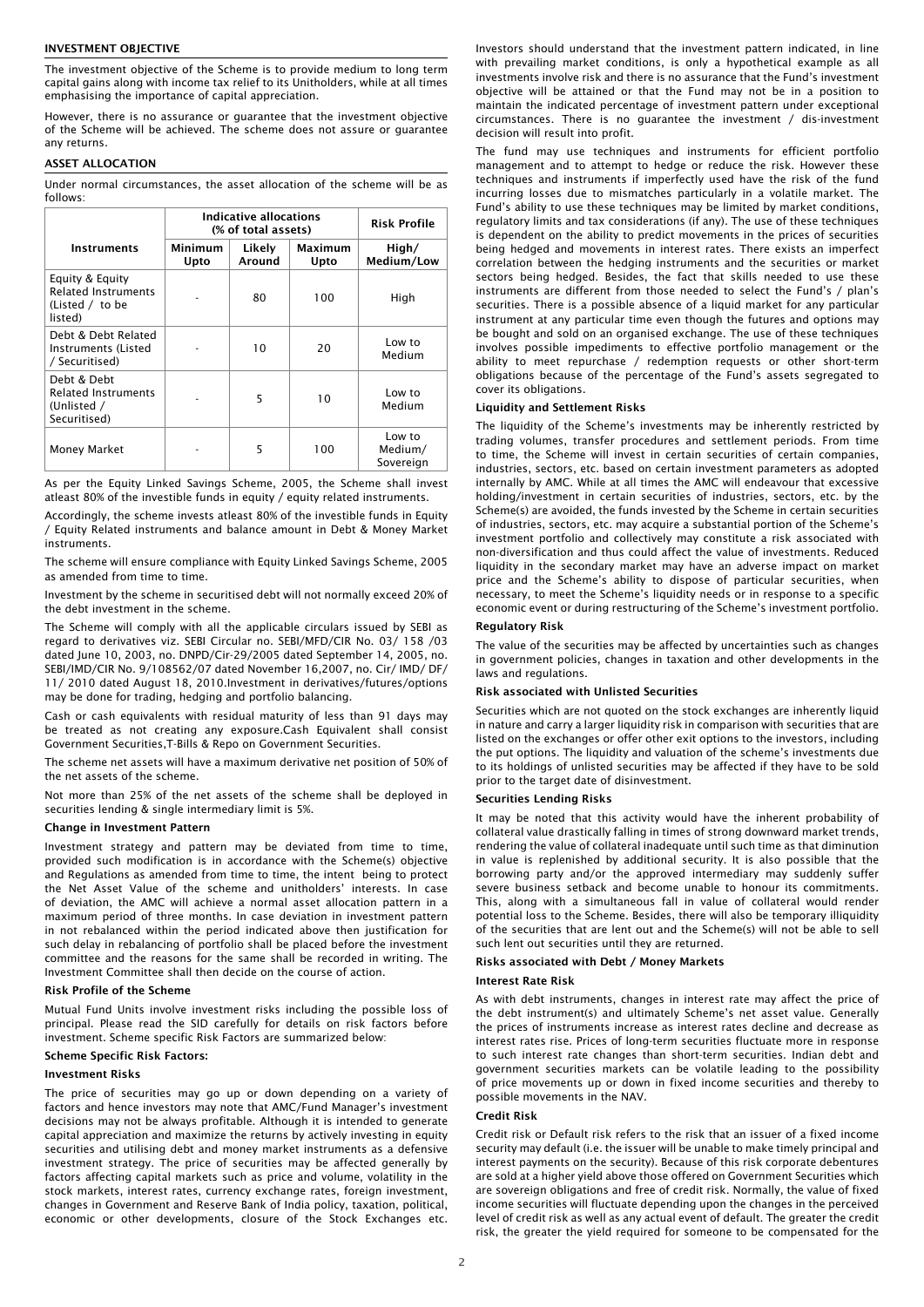## INVESTMENT OBJECTIVE

The investment objective of the Scheme is to provide medium to long term capital gains along with income tax relief to its Unitholders, while at all times emphasising the importance of capital appreciation.

However, there is no assurance or guarantee that the investment objective of the Scheme will be achieved. The scheme does not assure or guarantee any returns.

## ASSET ALLOCATION

Under normal circumstances, the asset allocation of the scheme will be as follows:

| Instruments | Indicative allocations (% of total assets) | | | Risk Profile |
|---|---|---|---|---|
| | Minimum Upto | Likely Around | Maximum Upto | High/ Medium/Low |
| Equity & Equity Related Instruments (Listed / to be listed) | - | 80 | 100 | High |
| Debt & Debt Related Instruments (Listed / Securitised) | - | 10 | 20 | Low to Medium |
| Debt & Debt Related Instruments (Unlisted / Securitised) | - | 5 | 10 | Low to Medium |
| Money Market | - | 5 | 100 | Low to Medium/ Sovereign |

As per the Equity Linked Savings Scheme, 2005, the Scheme shall invest atleast 80% of the investible funds in equity / equity related instruments.

Accordingly, the scheme invests atleast 80% of the investible funds in Equity / Equity Related instruments and balance amount in Debt & Money Market instruments.

The scheme will ensure compliance with Equity Linked Savings Scheme, 2005 as amended from time to time.

Investment by the scheme in securitised debt will not normally exceed 20% of the debt investment in the scheme.

The Scheme will comply with all the applicable circulars issued by SEBI as regard to derivatives viz. SEBI Circular no. SEBI/MFD/CIR No. 03/ 158 /03 dated June 10, 2003, no. DNPD/Cir-29/2005 dated September 14, 2005, no. SEBI/IMD/CIR No. 9/108562/07 dated November 16,2007, no. Cir/ IMD/ DF/ 11/ 2010 dated August 18, 2010.Investment in derivatives/futures/options may be done for trading, hedging and portfolio balancing.

Cash or cash equivalents with residual maturity of less than 91 days may be treated as not creating any exposure.Cash Equivalent shall consist Government Securities,T-Bills & Repo on Government Securities.

The scheme net assets will have a maximum derivative net position of 50% of the net assets of the scheme.

Not more than 25% of the net assets of the scheme shall be deployed in securities lending & single intermediary limit is 5%.

### Change in Investment Pattern

Investment strategy and pattern may be deviated from time to time, provided such modification is in accordance with the Scheme(s) objective and Regulations as amended from time to time, the intent being to protect the Net Asset Value of the scheme and unitholders' interests. In case of deviation, the AMC will achieve a normal asset allocation pattern in a maximum period of three months. In case deviation in investment pattern in not rebalanced within the period indicated above then justification for such delay in rebalancing of portfolio shall be placed before the investment committee and the reasons for the same shall be recorded in writing. The Investment Committee shall then decide on the course of action.

### Risk Profile of the Scheme

Mutual Fund Units involve investment risks including the possible loss of principal. Please read the SID carefully for details on risk factors before investment. Scheme specific Risk Factors are summarized below:

### Scheme Specific Risk Factors:

### Investment Risks

The price of securities may go up or down depending on a variety of factors and hence investors may note that AMC/Fund Manager's investment decisions may not be always profitable. Although it is intended to generate capital appreciation and maximize the returns by actively investing in equity securities and utilising debt and money market instruments as a defensive investment strategy. The price of securities may be affected generally by factors affecting capital markets such as price and volume, volatility in the stock markets, interest rates, currency exchange rates, foreign investment, changes in Government and Reserve Bank of India policy, taxation, political, economic or other developments, closure of the Stock Exchanges etc. Investors should understand that the investment pattern indicated, in line with prevailing market conditions, is only a hypothetical example as all investments involve risk and there is no assurance that the Fund's investment objective will be attained or that the Fund may not be in a position to maintain the indicated percentage of investment pattern under exceptional circumstances. There is no guarantee the investment / dis-investment decision will result into profit.

The fund may use techniques and instruments for efficient portfolio management and to attempt to hedge or reduce the risk. However these techniques and instruments if imperfectly used have the risk of the fund incurring losses due to mismatches particularly in a volatile market. The Fund's ability to use these techniques may be limited by market conditions, regulatory limits and tax considerations (if any). The use of these techniques is dependent on the ability to predict movements in the prices of securities being hedged and movements in interest rates. There exists an imperfect correlation between the hedging instruments and the securities or market sectors being hedged. Besides, the fact that skills needed to use these instruments are different from those needed to select the Fund's / plan's securities. There is a possible absence of a liquid market for any particular instrument at any particular time even though the futures and options may be bought and sold on an organised exchange. The use of these techniques involves possible impediments to effective portfolio management or the ability to meet repurchase / redemption requests or other short-term obligations because of the percentage of the Fund's assets segregated to cover its obligations.

### Liquidity and Settlement Risks

The liquidity of the Scheme's investments may be inherently restricted by trading volumes, transfer procedures and settlement periods. From time to time, the Scheme will invest in certain securities of certain companies, industries, sectors, etc. based on certain investment parameters as adopted internally by AMC. While at all times the AMC will endeavour that excessive holding/investment in certain securities of industries, sectors, etc. by the Scheme(s) are avoided, the funds invested by the Scheme in certain securities of industries, sectors, etc. may acquire a substantial portion of the Scheme's investment portfolio and collectively may constitute a risk associated with non-diversification and thus could affect the value of investments. Reduced liquidity in the secondary market may have an adverse impact on market price and the Scheme's ability to dispose of particular securities, when necessary, to meet the Scheme's liquidity needs or in response to a specific economic event or during restructuring of the Scheme's investment portfolio.

### Regulatory Risk

The value of the securities may be affected by uncertainties such as changes in government policies, changes in taxation and other developments in the laws and regulations.

### Risk associated with Unlisted Securities

Securities which are not quoted on the stock exchanges are inherently liquid in nature and carry a larger liquidity risk in comparison with securities that are listed on the exchanges or offer other exit options to the investors, including the put options. The liquidity and valuation of the scheme's investments due to its holdings of unlisted securities may be affected if they have to be sold prior to the target date of disinvestment.

### Securities Lending Risks

It may be noted that this activity would have the inherent probability of collateral value drastically falling in times of strong downward market trends, rendering the value of collateral inadequate until such time as that diminution in value is replenished by additional security. It is also possible that the borrowing party and/or the approved intermediary may suddenly suffer severe business setback and become unable to honour its commitments. This, along with a simultaneous fall in value of collateral would render potential loss to the Scheme. Besides, there will also be temporary illiquidity of the securities that are lent out and the Scheme(s) will not be able to sell such lent out securities until they are returned.

### Risks associated with Debt / Money Markets

### Interest Rate Risk

As with debt instruments, changes in interest rate may affect the price of the debt instrument(s) and ultimately Scheme's net asset value. Generally the prices of instruments increase as interest rates decline and decrease as interest rates rise. Prices of long-term securities fluctuate more in response to such interest rate changes than short-term securities. Indian debt and government securities markets can be volatile leading to the possibility of price movements up or down in fixed income securities and thereby to possible movements in the NAV.

### Credit Risk

Credit risk or Default risk refers to the risk that an issuer of a fixed income security may default (i.e. the issuer will be unable to make timely principal and interest payments on the security). Because of this risk corporate debentures are sold at a higher yield above those offered on Government Securities which are sovereign obligations and free of credit risk. Normally, the value of fixed income securities will fluctuate depending upon the changes in the perceived level of credit risk as well as any actual event of default. The greater the credit risk, the greater the yield required for someone to be compensated for the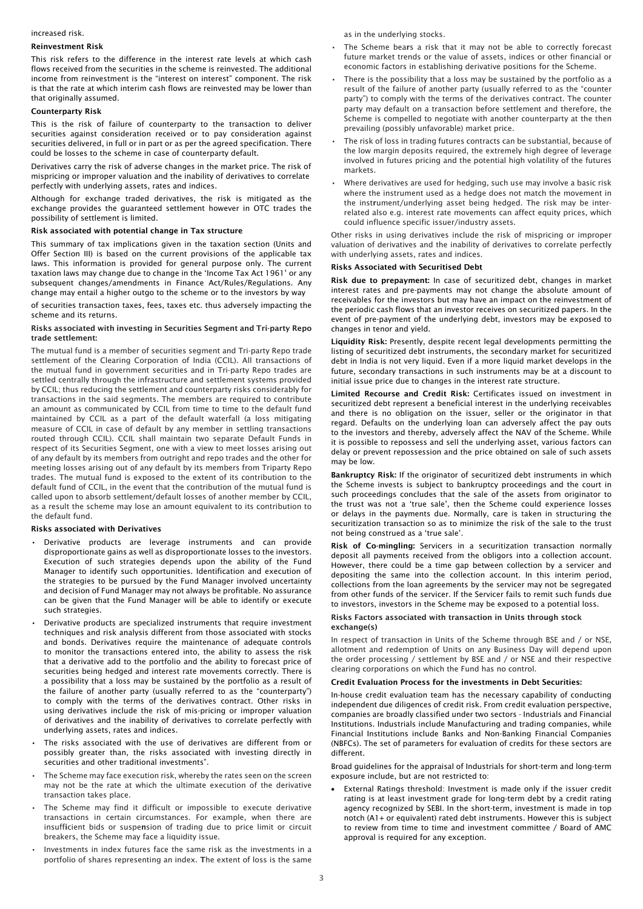increased risk.

**Reinvestment Risk**

This risk refers to the difference in the interest rate levels at which cash flows received from the securities in the scheme is reinvested. The additional income from reinvestment is the "interest on interest" component. The risk is that the rate at which interim cash flows are reinvested may be lower than that originally assumed.

**Counterparty Risk**

This is the risk of failure of counterparty to the transaction to deliver securities against consideration received or to pay consideration against securities delivered, in full or in part or as per the agreed specification. There could be losses to the scheme in case of counterparty default.

Derivatives carry the risk of adverse changes in the market price. The risk of mispricing or improper valuation and the inability of derivatives to correlate perfectly with underlying assets, rates and indices.

Although for exchange traded derivatives, the risk is mitigated as the exchange provides the guaranteed settlement however in OTC trades the possibility of settlement is limited.

**Risk associated with potential change in Tax structure**

This summary of tax implications given in the taxation section (Units and Offer Section III) is based on the current provisions of the applicable tax laws. This information is provided for general purpose only. The current taxation laws may change due to change in the 'Income Tax Act 1961' or any subsequent changes/amendments in Finance Act/Rules/Regulations. Any change may entail a higher outgo to the scheme or to the investors by way of securities transaction taxes, fees, taxes etc. thus adversely impacting the scheme and its returns.

**Risks associated with investing in Securities Segment and Tri-party Repo trade settlement:**

The mutual fund is a member of securities segment and Tri-party Repo trade settlement of the Clearing Corporation of India (CCIL). All transactions of the mutual fund in government securities and in Tri-party Repo trades are settled centrally through the infrastructure and settlement systems provided by CCIL; thus reducing the settlement and counterparty risks considerably for transactions in the said segments. The members are required to contribute an amount as communicated by CCIL from time to time to the default fund maintained by CCIL as a part of the default waterfall (a loss mitigating measure of CCIL in case of default by any member in settling transactions routed through CCIL). CCIL shall maintain two separate Default Funds in respect of its Securities Segment, one with a view to meet losses arising out of any default by its members from outright and repo trades and the other for meeting losses arising out of any default by its members from Triparty Repo trades. The mutual fund is exposed to the extent of its contribution to the default fund of CCIL, in the event that the contribution of the mutual fund is called upon to absorb settlement/default losses of another member by CCIL, as a result the scheme may lose an amount equivalent to its contribution to the default fund.

**Risks associated with Derivatives**

- Derivative products are leverage instruments and can provide disproportionate gains as well as disproportionate losses to the investors. Execution of such strategies depends upon the ability of the Fund Manager to identify such opportunities. Identification and execution of the strategies to be pursued by the Fund Manager involved uncertainty and decision of Fund Manager may not always be profitable. No assurance can be given that the Fund Manager will be able to identify or execute such strategies.
- Derivative products are specialized instruments that require investment techniques and risk analysis different from those associated with stocks and bonds. Derivatives require the maintenance of adequate controls to monitor the transactions entered into, the ability to assess the risk that a derivative add to the portfolio and the ability to forecast price of securities being hedged and interest rate movements correctly. There is a possibility that a loss may be sustained by the portfolio as a result of the failure of another party (usually referred to as the "counterparty") to comply with the terms of the derivatives contract. Other risks in using derivatives include the risk of mis-pricing or improper valuation of derivatives and the inability of derivatives to correlate perfectly with underlying assets, rates and indices.
- The risks associated with the use of derivatives are different from or possibly greater than, the risks associated with investing directly in securities and other traditional investments".
- The Scheme may face execution risk, whereby the rates seen on the screen may not be the rate at which the ultimate execution of the derivative transaction takes place.
- The Scheme may find it difficult or impossible to execute derivative transactions in certain circumstances. For example, when there are insufficient bids or suspension of trading due to price limit or circuit breakers, the Scheme may face a liquidity issue.
- Investments in index futures face the same risk as the investments in a portfolio of shares representing an index. The extent of loss is the same as in the underlying stocks.
- The Scheme bears a risk that it may not be able to correctly forecast future market trends or the value of assets, indices or other financial or economic factors in establishing derivative positions for the Scheme.
- There is the possibility that a loss may be sustained by the portfolio as a result of the failure of another party (usually referred to as the "counter party") to comply with the terms of the derivatives contract. The counter party may default on a transaction before settlement and therefore, the Scheme is compelled to negotiate with another counterparty at the then prevailing (possibly unfavorable) market price.
- The risk of loss in trading futures contracts can be substantial, because of the low margin deposits required, the extremely high degree of leverage involved in futures pricing and the potential high volatility of the futures markets.
- Where derivatives are used for hedging, such use may involve a basic risk where the instrument used as a hedge does not match the movement in the instrument/underlying asset being hedged. The risk may be inter-related also e.g. interest rate movements can affect equity prices, which could influence specific issuer/industry assets.

Other risks in using derivatives include the risk of mispricing or improper valuation of derivatives and the inability of derivatives to correlate perfectly with underlying assets, rates and indices.

**Risks Associated with Securitised Debt**

**Risk due to prepayment:** In case of securitized debt, changes in market interest rates and pre-payments may not change the absolute amount of receivables for the investors but may have an impact on the reinvestment of the periodic cash flows that an investor receives on securitized papers. In the event of pre-payment of the underlying debt, investors may be exposed to changes in tenor and yield.

**Liquidity Risk:** Presently, despite recent legal developments permitting the listing of securitized debt instruments, the secondary market for securitized debt in India is not very liquid. Even if a more liquid market develops in the future, secondary transactions in such instruments may be at a discount to initial issue price due to changes in the interest rate structure.

**Limited Recourse and Credit Risk:** Certificates issued on investment in securitized debt represent a beneficial interest in the underlying receivables and there is no obligation on the issuer, seller or the originator in that regard. Defaults on the underlying loan can adversely affect the pay outs to the investors and thereby, adversely affect the NAV of the Scheme. While it is possible to repossess and sell the underlying asset, various factors can delay or prevent repossession and the price obtained on sale of such assets may be low.

**Bankruptcy Risk:** If the originator of securitized debt instruments in which the Scheme invests is subject to bankruptcy proceedings and the court in such proceedings concludes that the sale of the assets from originator to the trust was not a 'true sale', then the Scheme could experience losses or delays in the payments due. Normally, care is taken in structuring the securitization transaction so as to minimize the risk of the sale to the trust not being construed as a 'true sale'.

**Risk of Co-mingling:** Servicers in a securitization transaction normally deposit all payments received from the obligors into a collection account. However, there could be a time gap between collection by a servicer and depositing the same into the collection account. In this interim period, collections from the loan agreements by the servicer may not be segregated from other funds of the servicer. If the Servicer fails to remit such funds due to investors, investors in the Scheme may be exposed to a potential loss.

**Risks Factors associated with transaction in Units through stock exchange(s)**

In respect of transaction in Units of the Scheme through BSE and / or NSE, allotment and redemption of Units on any Business Day will depend upon the order processing / settlement by BSE and / or NSE and their respective clearing corporations on which the Fund has no control.

**Credit Evaluation Process for the investments in Debt Securities:**

In-house credit evaluation team has the necessary capability of conducting independent due diligences of credit risk. From credit evaluation perspective, companies are broadly classified under two sectors - Industrials and Financial Institutions. Industrials include Manufacturing and trading companies, while Financial Institutions include Banks and Non-Banking Financial Companies (NBFCs). The set of parameters for evaluation of credits for these sectors are different.

Broad guidelines for the appraisal of Industrials for short-term and long-term exposure include, but are not restricted to:

- External Ratings threshold: Investment is made only if the issuer credit rating is at least investment grade for long-term debt by a credit rating agency recognized by SEBI. In the short-term, investment is made in top notch (A1+ or equivalent) rated debt instruments. However this is subject to review from time to time and investment committee / Board of AMC approval is required for any exception.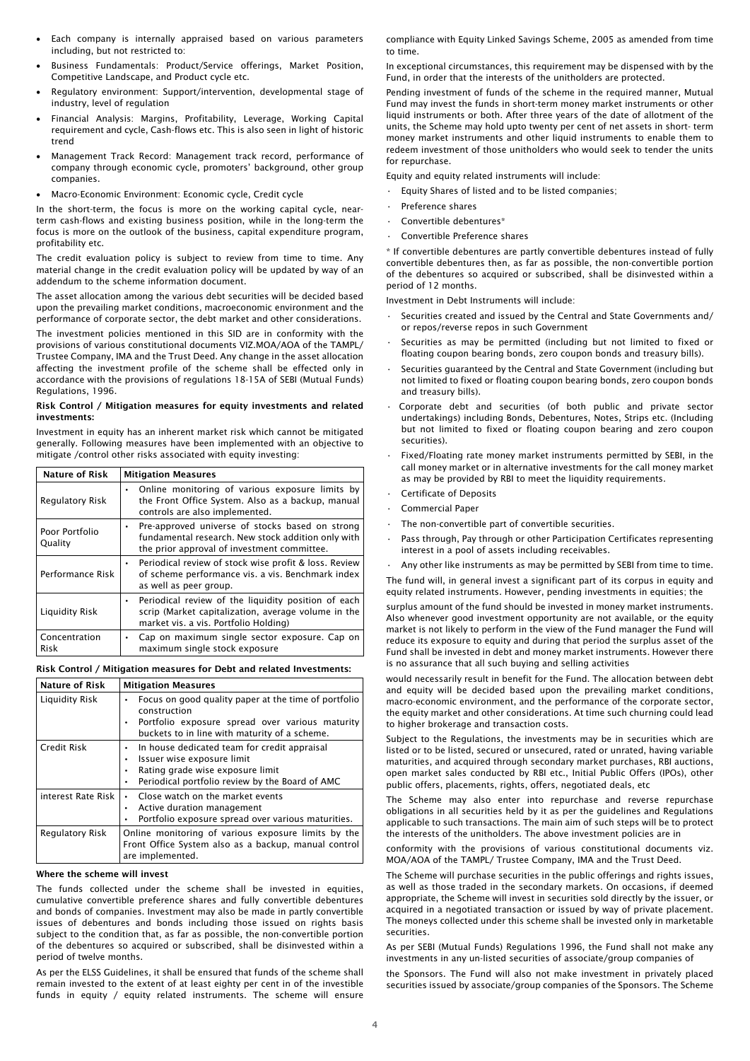- Each company is internally appraised based on various parameters including, but not restricted to:
- Business Fundamentals: Product/Service offerings, Market Position, Competitive Landscape, and Product cycle etc.
- Regulatory environment: Support/intervention, developmental stage of industry, level of regulation
- Financial Analysis: Margins, Profitability, Leverage, Working Capital requirement and cycle, Cash-flows etc. This is also seen in light of historic trend
- Management Track Record: Management track record, performance of company through economic cycle, promoters' background, other group companies.
- Macro-Economic Environment: Economic cycle, Credit cycle

In the short-term, the focus is more on the working capital cycle, near-term cash-flows and existing business position, while in the long-term the focus is more on the outlook of the business, capital expenditure program, profitability etc.

The credit evaluation policy is subject to review from time to time. Any material change in the credit evaluation policy will be updated by way of an addendum to the scheme information document.

The asset allocation among the various debt securities will be decided based upon the prevailing market conditions, macroeconomic environment and the performance of corporate sector, the debt market and other considerations.

The investment policies mentioned in this SID are in conformity with the provisions of various constitutional documents VIZ.MOA/AOA of the TAMPL/ Trustee Company, IMA and the Trust Deed. Any change in the asset allocation affecting the investment profile of the scheme shall be effected only in accordance with the provisions of regulations 18-15A of SEBI (Mutual Funds) Regulations, 1996.

**Risk Control / Mitigation measures for equity investments and related investments:**

Investment in equity has an inherent market risk which cannot be mitigated generally. Following measures have been implemented with an objective to mitigate /control other risks associated with equity investing:

| Nature of Risk | Mitigation Measures |
|---|---|
| Regulatory Risk | • Online monitoring of various exposure limits by the Front Office System. Also as a backup, manual controls are also implemented. |
| Poor Portfolio Quality | • Pre-approved universe of stocks based on strong fundamental research. New stock addition only with the prior approval of investment committee. |
| Performance Risk | • Periodical review of stock wise profit & loss. Review of scheme performance vis. a vis. Benchmark index as well as peer group. |
| Liquidity Risk | • Periodical review of the liquidity position of each scrip (Market capitalization, average volume in the market vis. a vis. Portfolio Holding) |
| Concentration Risk | • Cap on maximum single sector exposure. Cap on maximum single stock exposure |

**Risk Control / Mitigation measures for Debt and related Investments:**

| Nature of Risk | Mitigation Measures |
|---|---|
| Liquidity Risk | • Focus on good quality paper at the time of portfolio construction<br>• Portfolio exposure spread over various maturity buckets to in line with maturity of a scheme. |
| Credit Risk | • In house dedicated team for credit appraisal<br>• Issuer wise exposure limit<br>• Rating grade wise exposure limit<br>• Periodical portfolio review by the Board of AMC |
| interest Rate Risk | • Close watch on the market events<br>• Active duration management<br>• Portfolio exposure spread over various maturities. |
| Regulatory Risk | Online monitoring of various exposure limits by the Front Office System also as a backup, manual control are implemented. |

**Where the scheme will invest**

The funds collected under the scheme shall be invested in equities, cumulative convertible preference shares and fully convertible debentures and bonds of companies. Investment may also be made in partly convertible issues of debentures and bonds including those issued on rights basis subject to the condition that, as far as possible, the non-convertible portion of the debentures so acquired or subscribed, shall be disinvested within a period of twelve months.

As per the ELSS Guidelines, it shall be ensured that funds of the scheme shall remain invested to the extent of at least eighty per cent in of the investible funds in equity / equity related instruments. The scheme will ensure compliance with Equity Linked Savings Scheme, 2005 as amended from time to time.

In exceptional circumstances, this requirement may be dispensed with by the Fund, in order that the interests of the unitholders are protected.

Pending investment of funds of the scheme in the required manner, Mutual Fund may invest the funds in short-term money market instruments or other liquid instruments or both. After three years of the date of allotment of the units, the Scheme may hold upto twenty per cent of net assets in short- term money market instruments and other liquid instruments to enable them to redeem investment of those unitholders who would seek to tender the units for repurchase.

Equity and equity related instruments will include:

- Equity Shares of listed and to be listed companies;
- Preference shares
- Convertible debentures*
- Convertible Preference shares

* If convertible debentures are partly convertible debentures instead of fully convertible debentures then, as far as possible, the non-convertible portion of the debentures so acquired or subscribed, shall be disinvested within a period of 12 months.

Investment in Debt Instruments will include:

- Securities created and issued by the Central and State Governments and/ or repos/reverse repos in such Government
- Securities as may be permitted (including but not limited to fixed or floating coupon bearing bonds, zero coupon bonds and treasury bills).
- Securities guaranteed by the Central and State Government (including but not limited to fixed or floating coupon bearing bonds, zero coupon bonds and treasury bills).
- Corporate debt and securities (of both public and private sector undertakings) including Bonds, Debentures, Notes, Strips etc. (Including but not limited to fixed or floating coupon bearing and zero coupon securities).
- Fixed/Floating rate money market instruments permitted by SEBI, in the call money market or in alternative investments for the call money market as may be provided by RBI to meet the liquidity requirements.
- Certificate of Deposits
- Commercial Paper
- The non-convertible part of convertible securities.
- Pass through, Pay through or other Participation Certificates representing interest in a pool of assets including receivables.
- Any other like instruments as may be permitted by SEBI from time to time.

The fund will, in general invest a significant part of its corpus in equity and equity related instruments. However, pending investments in equities; the surplus amount of the fund should be invested in money market instruments. Also whenever good investment opportunity are not available, or the equity market is not likely to perform in the view of the Fund manager the Fund will reduce its exposure to equity and during that period the surplus asset of the Fund shall be invested in debt and money market instruments. However there is no assurance that all such buying and selling activities would necessarily result in benefit for the Fund. The allocation between debt and equity will be decided based upon the prevailing market conditions, macro-economic environment, and the performance of the corporate sector, the equity market and other considerations. At time such churning could lead to higher brokerage and transaction costs.

Subject to the Regulations, the investments may be in securities which are listed or to be listed, secured or unsecured, rated or unrated, having variable maturities, and acquired through secondary market purchases, RBI auctions, open market sales conducted by RBI etc., Initial Public Offers (IPOs), other public offers, placements, rights, offers, negotiated deals, etc

The Scheme may also enter into repurchase and reverse repurchase obligations in all securities held by it as per the guidelines and Regulations applicable to such transactions. The main aim of such steps will be to protect the interests of the unitholders. The above investment policies are in conformity with the provisions of various constitutional documents viz. MOA/AOA of the TAMPL/ Trustee Company, IMA and the Trust Deed.

The Scheme will purchase securities in the public offerings and rights issues, as well as those traded in the secondary markets. On occasions, if deemed appropriate, the Scheme will invest in securities sold directly by the issuer, or acquired in a negotiated transaction or issued by way of private placement. The moneys collected under this scheme shall be invested only in marketable securities.

As per SEBI (Mutual Funds) Regulations 1996, the Fund shall not make any investments in any un-listed securities of associate/group companies of the Sponsors. The Fund will also not make investment in privately placed securities issued by associate/group companies of the Sponsors. The Scheme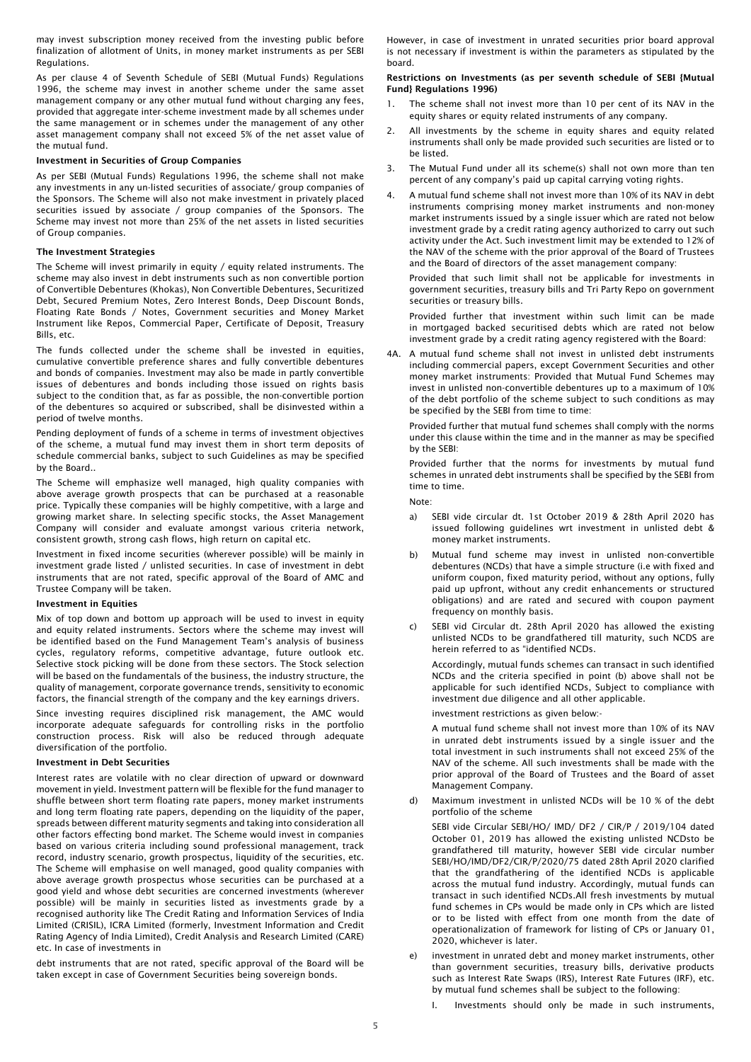may invest subscription money received from the investing public before finalization of allotment of Units, in money market instruments as per SEBI Regulations.

As per clause 4 of Seventh Schedule of SEBI (Mutual Funds) Regulations 1996, the scheme may invest in another scheme under the same asset management company or any other mutual fund without charging any fees, provided that aggregate inter-scheme investment made by all schemes under the same management or in schemes under the management of any other asset management company shall not exceed 5% of the net asset value of the mutual fund.

**Investment in Securities of Group Companies**

As per SEBI (Mutual Funds) Regulations 1996, the scheme shall not make any investments in any un-listed securities of associate/ group companies of the Sponsors. The Scheme will also not make investment in privately placed securities issued by associate / group companies of the Sponsors. The Scheme may invest not more than 25% of the net assets in listed securities of Group companies.

**The Investment Strategies**

The Scheme will invest primarily in equity / equity related instruments. The scheme may also invest in debt instruments such as non convertible portion of Convertible Debentures (Khokas), Non Convertible Debentures, Securitized Debt, Secured Premium Notes, Zero Interest Bonds, Deep Discount Bonds, Floating Rate Bonds / Notes, Government securities and Money Market Instrument like Repos, Commercial Paper, Certificate of Deposit, Treasury Bills, etc.

The funds collected under the scheme shall be invested in equities, cumulative convertible preference shares and fully convertible debentures and bonds of companies. Investment may also be made in partly convertible issues of debentures and bonds including those issued on rights basis subject to the condition that, as far as possible, the non-convertible portion of the debentures so acquired or subscribed, shall be disinvested within a period of twelve months.

Pending deployment of funds of a scheme in terms of investment objectives of the scheme, a mutual fund may invest them in short term deposits of schedule commercial banks, subject to such Guidelines as may be specified by the Board..

The Scheme will emphasize well managed, high quality companies with above average growth prospects that can be purchased at a reasonable price. Typically these companies will be highly competitive, with a large and growing market share. In selecting specific stocks, the Asset Management Company will consider and evaluate amongst various criteria network, consistent growth, strong cash flows, high return on capital etc.

Investment in fixed income securities (wherever possible) will be mainly in investment grade listed / unlisted securities. In case of investment in debt instruments that are not rated, specific approval of the Board of AMC and Trustee Company will be taken.

**Investment in Equities**

Mix of top down and bottom up approach will be used to invest in equity and equity related instruments. Sectors where the scheme may invest will be identified based on the Fund Management Team's analysis of business cycles, regulatory reforms, competitive advantage, future outlook etc. Selective stock picking will be done from these sectors. The Stock selection will be based on the fundamentals of the business, the industry structure, the quality of management, corporate governance trends, sensitivity to economic factors, the financial strength of the company and the key earnings drivers.

Since investing requires disciplined risk management, the AMC would incorporate adequate safeguards for controlling risks in the portfolio construction process. Risk will also be reduced through adequate diversification of the portfolio.

**Investment in Debt Securities**

Interest rates are volatile with no clear direction of upward or downward movement in yield. Investment pattern will be flexible for the fund manager to shuffle between short term floating rate papers, money market instruments and long term floating rate papers, depending on the liquidity of the paper, spreads between different maturity segments and taking into consideration all other factors effecting bond market. The Scheme would invest in companies based on various criteria including sound professional management, track record, industry scenario, growth prospectus, liquidity of the securities, etc. The Scheme will emphasise on well managed, good quality companies with above average growth prospectus whose securities can be purchased at a good yield and whose debt securities are concerned investments (wherever possible) will be mainly in securities listed as investments grade by a recognised authority like The Credit Rating and Information Services of India Limited (CRISIL), ICRA Limited (formerly, Investment Information and Credit Rating Agency of India Limited), Credit Analysis and Research Limited (CARE) etc. In case of investments in

debt instruments that are not rated, specific approval of the Board will be taken except in case of Government Securities being sovereign bonds.

However, in case of investment in unrated securities prior board approval is not necessary if investment is within the parameters as stipulated by the board.

**Restrictions on Investments (as per seventh schedule of SEBI {Mutual Fund} Regulations 1996)**

1. The scheme shall not invest more than 10 per cent of its NAV in the equity shares or equity related instruments of any company.
2. All investments by the scheme in equity shares and equity related instruments shall only be made provided such securities are listed or to be listed.
3. The Mutual Fund under all its scheme(s) shall not own more than ten percent of any company's paid up capital carrying voting rights.
4. A mutual fund scheme shall not invest more than 10% of its NAV in debt instruments comprising money market instruments and non-money market instruments issued by a single issuer which are rated not below investment grade by a credit rating agency authorized to carry out such activity under the Act. Such investment limit may be extended to 12% of the NAV of the scheme with the prior approval of the Board of Trustees and the Board of directors of the asset management company:

   Provided that such limit shall not be applicable for investments in government securities, treasury bills and Tri Party Repo on government securities or treasury bills.

   Provided further that investment within such limit can be made in mortgaged backed securitised debts which are rated not below investment grade by a credit rating agency registered with the Board:

4A. A mutual fund scheme shall not invest in unlisted debt instruments including commercial papers, except Government Securities and other money market instruments: Provided that Mutual Fund Schemes may invest in unlisted non-convertible debentures up to a maximum of 10% of the debt portfolio of the scheme subject to such conditions as may be specified by the SEBI from time to time:

   Provided further that mutual fund schemes shall comply with the norms under this clause within the time and in the manner as may be specified by the SEBI:

   Provided further that the norms for investments by mutual fund schemes in unrated debt instruments shall be specified by the SEBI from time to time.

   Note:

   a) SEBI vide circular dt. 1st October 2019 & 28th April 2020 has issued following guidelines wrt investment in unlisted debt & money market instruments.

   b) Mutual fund scheme may invest in unlisted non-convertible debentures (NCDs) that have a simple structure (i.e with fixed and uniform coupon, fixed maturity period, without any options, fully paid up upfront, without any credit enhancements or structured obligations) and are rated and secured with coupon payment frequency on monthly basis.

   c) SEBI vid Circular dt. 28th April 2020 has allowed the existing unlisted NCDs to be grandfathered till maturity, such NCDS are herein referred to as "identified NCDs.

      Accordingly, mutual funds schemes can transact in such identified NCDs and the criteria specified in point (b) above shall not be applicable for such identified NCDs, Subject to compliance with investment due diligence and all other applicable.

      investment restrictions as given below:-

      A mutual fund scheme shall not invest more than 10% of its NAV in unrated debt instruments issued by a single issuer and the total investment in such instruments shall not exceed 25% of the NAV of the scheme. All such investments shall be made with the prior approval of the Board of Trustees and the Board of asset Management Company.

   d) Maximum investment in unlisted NCDs will be 10 % of the debt portfolio of the scheme

      SEBI vide Circular SEBI/HO/ IMD/ DF2 / CIR/P / 2019/104 dated October 01, 2019 has allowed the existing unlisted NCDsto be grandfathered till maturity, however SEBI vide circular number SEBI/HO/IMD/DF2/CIR/P/2020/75 dated 28th April 2020 clarified that the grandfathering of the identified NCDs is applicable across the mutual fund industry. Accordingly, mutual funds can transact in such identified NCDs.All fresh investments by mutual fund schemes in CPs would be made only in CPs which are listed or to be listed with effect from one month from the date of operationalization of framework for listing of CPs or January 01, 2020, whichever is later.

   e) investment in unrated debt and money market instruments, other than government securities, treasury bills, derivative products such as Interest Rate Swaps (IRS), Interest Rate Futures (IRF), etc. by mutual fund schemes shall be subject to the following:

      I. Investments should only be made in such instruments,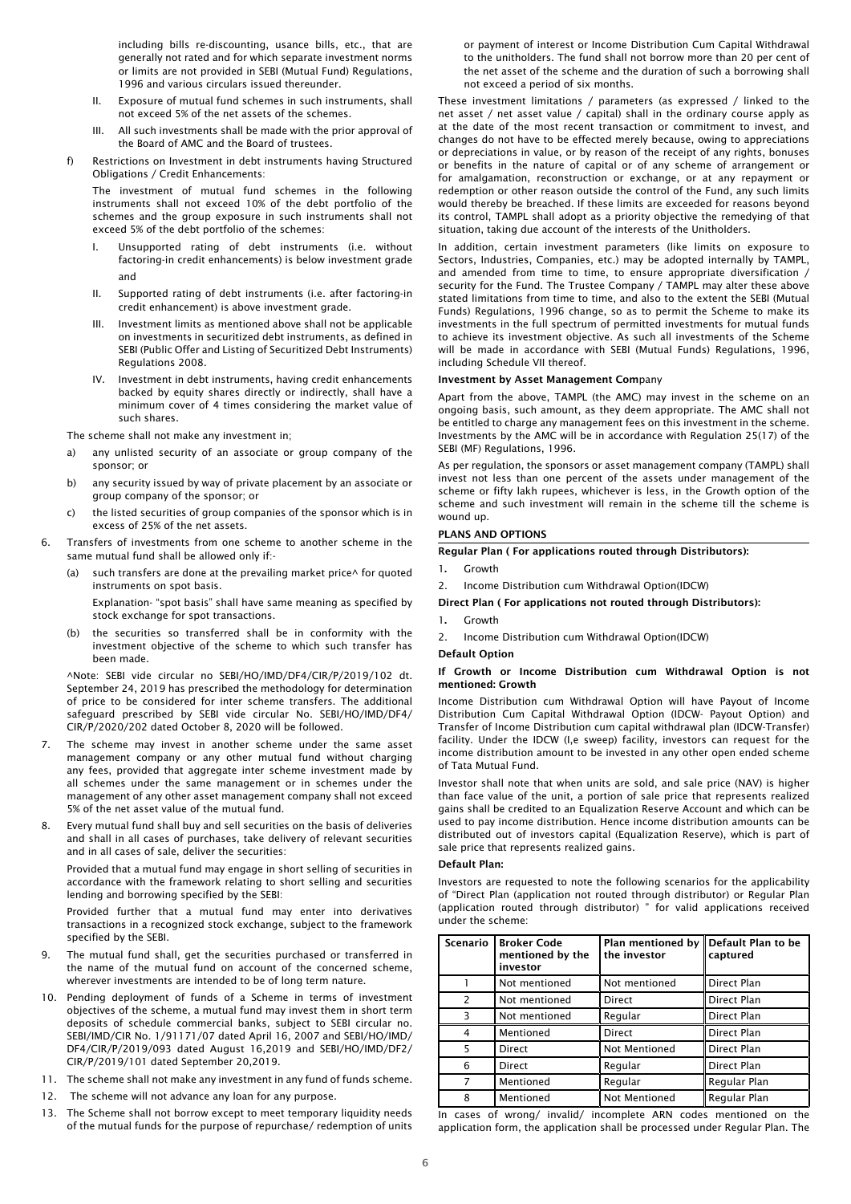including bills re-discounting, usance bills, etc., that are generally not rated and for which separate investment norms or limits are not provided in SEBI (Mutual Fund) Regulations, 1996 and various circulars issued thereunder.

II. Exposure of mutual fund schemes in such instruments, shall not exceed 5% of the net assets of the schemes.

III. All such investments shall be made with the prior approval of the Board of AMC and the Board of trustees.

f) Restrictions on Investment in debt instruments having Structured Obligations / Credit Enhancements:

The investment of mutual fund schemes in the following instruments shall not exceed 10% of the debt portfolio of the schemes and the group exposure in such instruments shall not exceed 5% of the debt portfolio of the schemes:

I. Unsupported rating of debt instruments (i.e. without factoring-in credit enhancements) is below investment grade and

II. Supported rating of debt instruments (i.e. after factoring-in credit enhancement) is above investment grade.

III. Investment limits as mentioned above shall not be applicable on investments in securitized debt instruments, as defined in SEBI (Public Offer and Listing of Securitized Debt Instruments) Regulations 2008.

IV. Investment in debt instruments, having credit enhancements backed by equity shares directly or indirectly, shall have a minimum cover of 4 times considering the market value of such shares.

The scheme shall not make any investment in;

a) any unlisted security of an associate or group company of the sponsor; or

b) any security issued by way of private placement by an associate or group company of the sponsor; or

c) the listed securities of group companies of the sponsor which is in excess of 25% of the net assets.

6. Transfers of investments from one scheme to another scheme in the same mutual fund shall be allowed only if:-

(a) such transfers are done at the prevailing market price^ for quoted instruments on spot basis.

Explanation- "spot basis" shall have same meaning as specified by stock exchange for spot transactions.

(b) the securities so transferred shall be in conformity with the investment objective of the scheme to which such transfer has been made.

^Note: SEBI vide circular no SEBI/HO/IMD/DF4/CIR/P/2019/102 dt. September 24, 2019 has prescribed the methodology for determination of price to be considered for inter scheme transfers. The additional safeguard prescribed by SEBI vide circular No. SEBI/HO/IMD/DF4/CIR/P/2020/202 dated October 8, 2020 will be followed.

7. The scheme may invest in another scheme under the same asset management company or any other mutual fund without charging any fees, provided that aggregate inter scheme investment made by all schemes under the same management or in schemes under the management of any other asset management company shall not exceed 5% of the net asset value of the mutual fund.

8. Every mutual fund shall buy and sell securities on the basis of deliveries and shall in all cases of purchases, take delivery of relevant securities and in all cases of sale, deliver the securities:

Provided that a mutual fund may engage in short selling of securities in accordance with the framework relating to short selling and securities lending and borrowing specified by the SEBI:

Provided further that a mutual fund may enter into derivatives transactions in a recognized stock exchange, subject to the framework specified by the SEBI.

9. The mutual fund shall, get the securities purchased or transferred in the name of the mutual fund on account of the concerned scheme, wherever investments are intended to be of long term nature.

10. Pending deployment of funds of a Scheme in terms of investment objectives of the scheme, a mutual fund may invest them in short term deposits of schedule commercial banks, subject to SEBI circular no. SEBI/IMD/CIR No. 1/91171/07 dated April 16, 2007 and SEBI/HO/IMD/DF4/CIR/P/2019/093 dated August 16,2019 and SEBI/HO/IMD/DF2/CIR/P/2019/101 dated September 20,2019.

11. The scheme shall not make any investment in any fund of funds scheme.

12. The scheme will not advance any loan for any purpose.

13. The Scheme shall not borrow except to meet temporary liquidity needs of the mutual funds for the purpose of repurchase/ redemption of units or payment of interest or Income Distribution Cum Capital Withdrawal to the unitholders. The fund shall not borrow more than 20 per cent of the net asset of the scheme and the duration of such a borrowing shall not exceed a period of six months.

These investment limitations / parameters (as expressed / linked to the net asset / net asset value / capital) shall in the ordinary course apply as at the date of the most recent transaction or commitment to invest, and changes do not have to be effected merely because, owing to appreciations or depreciations in value, or by reason of the receipt of any rights, bonuses or benefits in the nature of capital or of any scheme of arrangement or for amalgamation, reconstruction or exchange, or at any repayment or redemption or other reason outside the control of the Fund, any such limits would thereby be breached. If these limits are exceeded for reasons beyond its control, TAMPL shall adopt as a priority objective the remedying of that situation, taking due account of the interests of the Unitholders.

In addition, certain investment parameters (like limits on exposure to Sectors, Industries, Companies, etc.) may be adopted internally by TAMPL, and amended from time to time, to ensure appropriate diversification / security for the Fund. The Trustee Company / TAMPL may alter these above stated limitations from time to time, and also to the extent the SEBI (Mutual Funds) Regulations, 1996 change, so as to permit the Scheme to make its investments in the full spectrum of permitted investments for mutual funds to achieve its investment objective. As such all investments of the Scheme will be made in accordance with SEBI (Mutual Funds) Regulations, 1996, including Schedule VII thereof.

**Investment by Asset Management Company**

Apart from the above, TAMPL (the AMC) may invest in the scheme on an ongoing basis, such amount, as they deem appropriate. The AMC shall not be entitled to charge any management fees on this investment in the scheme. Investments by the AMC will be in accordance with Regulation 25(17) of the SEBI (MF) Regulations, 1996.

As per regulation, the sponsors or asset management company (TAMPL) shall invest not less than one percent of the assets under management of the scheme or fifty lakh rupees, whichever is less, in the Growth option of the scheme and such investment will remain in the scheme till the scheme is wound up.

**PLANS AND OPTIONS**

**Regular Plan ( For applications routed through Distributors):**

1. Growth
2. Income Distribution cum Withdrawal Option(IDCW)

**Direct Plan ( For applications not routed through Distributors):**

1. Growth
2. Income Distribution cum Withdrawal Option(IDCW)

**Default Option**

**If Growth or Income Distribution cum Withdrawal Option is not mentioned: Growth**

Income Distribution cum Withdrawal Option will have Payout of Income Distribution Cum Capital Withdrawal Option (IDCW- Payout Option) and Transfer of Income Distribution cum capital withdrawal plan (IDCW-Transfer) facility. Under the IDCW (I,e sweep) facility, investors can request for the income distribution amount to be invested in any other open ended scheme of Tata Mutual Fund.

Investor shall note that when units are sold, and sale price (NAV) is higher than face value of the unit, a portion of sale price that represents realized gains shall be credited to an Equalization Reserve Account and which can be used to pay income distribution. Hence income distribution amounts can be distributed out of investors capital (Equalization Reserve), which is part of sale price that represents realized gains.

**Default Plan:**

Investors are requested to note the following scenarios for the applicability of "Direct Plan (application not routed through distributor) or Regular Plan (application routed through distributor) " for valid applications received under the scheme:

| Scenario | Broker Code mentioned by the investor | Plan mentioned by the investor | Default Plan to be captured |
|---|---|---|---|
| 1 | Not mentioned | Not mentioned | Direct Plan |
| 2 | Not mentioned | Direct | Direct Plan |
| 3 | Not mentioned | Regular | Direct Plan |
| 4 | Mentioned | Direct | Direct Plan |
| 5 | Direct | Not Mentioned | Direct Plan |
| 6 | Direct | Regular | Direct Plan |
| 7 | Mentioned | Regular | Regular Plan |
| 8 | Mentioned | Not Mentioned | Regular Plan |

In cases of wrong/ invalid/ incomplete ARN codes mentioned on the application form, the application shall be processed under Regular Plan. The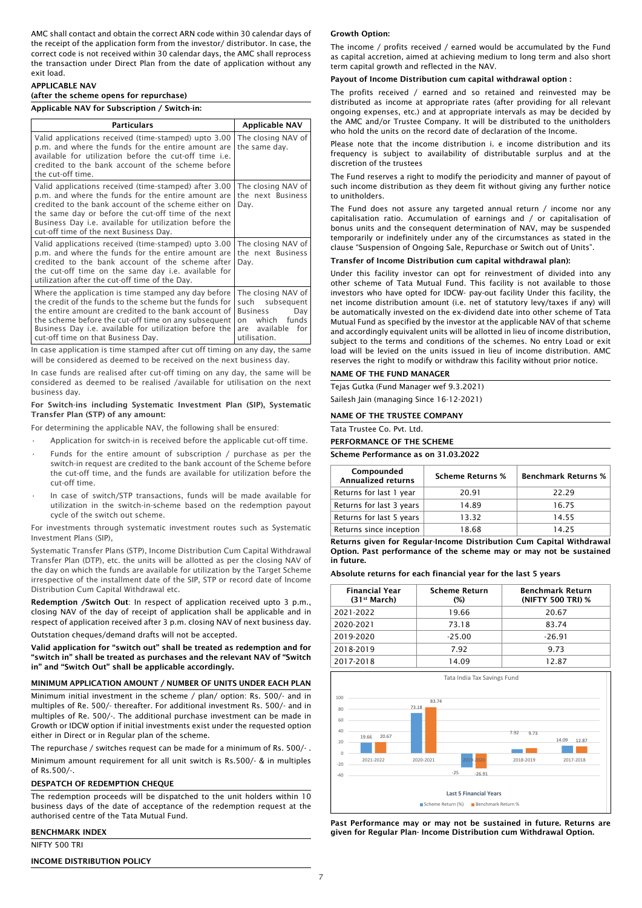AMC shall contact and obtain the correct ARN code within 30 calendar days of the receipt of the application form from the investor/ distributor. In case, the correct code is not received within 30 calendar days, the AMC shall reprocess the transaction under Direct Plan from the date of application without any exit load.

### APPLICABLE NAV
### (after the scheme opens for repurchase)

**Applicable NAV for Subscription / Switch-in:**

| Particulars | Applicable NAV |
|---|---|
| Valid applications received (time-stamped) upto 3.00 p.m. and where the funds for the entire amount are available for utilization before the cut-off time i.e. credited to the bank account of the scheme before the cut-off time. | The closing NAV of the same day. |
| Valid applications received (time-stamped) after 3.00 p.m. and where the funds for the entire amount are credited to the bank account of the scheme either on the same day or before the cut-off time of the next Business Day i.e. available for utilization before the cut-off time of the next Business Day. | The closing NAV of the next Business Day. |
| Valid applications received (time-stamped) upto 3.00 p.m. and where the funds for the entire amount are credited to the bank account of the scheme after the cut-off time on the same day i.e. available for utilization after the cut-off time of the Day. | The closing NAV of the next Business Day. |
| Where the application is time stamped any day before the credit of the funds to the scheme but the funds for the entire amount are credited to the bank account of the scheme before the cut-off time on any subsequent Business Day i.e. available for utilization before the cut-off time on that Business Day. | The closing NAV of such subsequent Business Day on which funds are available for utilisation. |

In case application is time stamped after cut off timing on any day, the same will be considered as deemed to be received on the next business day.

In case funds are realised after cut-off timing on any day, the same will be considered as deemed to be realised /available for utilisation on the next business day.

**For Switch-ins including Systematic Investment Plan (SIP), Systematic Transfer Plan (STP) of any amount:**

For determining the applicable NAV, the following shall be ensured:

- Application for switch-in is received before the applicable cut-off time.
- Funds for the entire amount of subscription / purchase as per the switch-in request are credited to the bank account of the Scheme before the cut-off time, and the funds are available for utilization before the cut-off time.
- In case of switch/STP transactions, funds will be made available for utilization in the switch-in-scheme based on the redemption payout cycle of the switch out scheme.

For investments through systematic investment routes such as Systematic Investment Plans (SIP),

Systematic Transfer Plans (STP), Income Distribution Cum Capital Withdrawal Transfer Plan (DTP), etc. the units will be allotted as per the closing NAV of the day on which the funds are available for utilization by the Target Scheme irrespective of the installment date of the SIP, STP or record date of Income Distribution Cum Capital Withdrawal etc.

**Redemption /Switch Out**: In respect of application received upto 3 p.m., closing NAV of the day of receipt of application shall be applicable and in respect of application received after 3 p.m. closing NAV of next business day.

Outstation cheques/demand drafts will not be accepted.

**Valid application for "switch out" shall be treated as redemption and for "switch in" shall be treated as purchases and the relevant NAV of "Switch in" and "Switch Out" shall be applicable accordingly.**

### MINIMUM APPLICATION AMOUNT / NUMBER OF UNITS UNDER EACH PLAN

Minimum initial investment in the scheme / plan/ option: Rs. 500/- and in multiples of Re. 500/- thereafter. For additional investment Rs. 500/- and in multiples of Re. 500/-. The additional purchase investment can be made in Growth or IDCW option if initial investments exist under the requested option either in Direct or in Regular plan of the scheme.

The repurchase / switches request can be made for a minimum of Rs. 500/- .

Minimum amount requirement for all unit switch is Rs.500/- & in multiples of Rs.500/-.

### DESPATCH OF REDEMPTION CHEQUE

The redemption proceeds will be dispatched to the unit holders within 10 business days of the date of acceptance of the redemption request at the authorised centre of the Tata Mutual Fund.

### BENCHMARK INDEX

NIFTY 500 TRI

### INCOME DISTRIBUTION POLICY

**Growth Option:**

The income / profits received / earned would be accumulated by the Fund as capital accretion, aimed at achieving medium to long term and also short term capital growth and reflected in the NAV.

**Payout of Income Distribution cum capital withdrawal option :**

The profits received / earned and so retained and reinvested may be distributed as income at appropriate rates (after providing for all relevant ongoing expenses, etc.) and at appropriate intervals as may be decided by the AMC and/or Trustee Company. It will be distributed to the unitholders who hold the units on the record date of declaration of the Income.

Please note that the income distribution i. e income distribution and its frequency is subject to availability of distributable surplus and at the discretion of the trustees

The Fund reserves a right to modify the periodicity and manner of payout of such income distribution as they deem fit without giving any further notice to unitholders.

The Fund does not assure any targeted annual return / income nor any capitalisation ratio. Accumulation of earnings and / or capitalisation of bonus units and the consequent determination of NAV, may be suspended temporarily or indefinitely under any of the circumstances as stated in the clause "Suspension of Ongoing Sale, Repurchase or Switch out of Units".

**Transfer of Income Distribution cum capital withdrawal plan):**

Under this facility investor can opt for reinvestment of income distributed into any other scheme of Tata Mutual Fund. This facility is not available to those investors who have opted for IDCW- pay-out facility Under this facility, the net income distribution amount (i.e. net of statutory levy/taxes if any) will be automatically invested on the ex-dividend date into other scheme of Tata Mutual Fund as specified by the investor at the applicable NAV of that scheme and accordingly equivalent units will be allotted in lieu of income distribution, subject to the terms and conditions of the schemes. No entry Load or exit load will be levied on the units issued in lieu of income distribution. AMC reserves the right to modify or withdraw this facility without prior notice.

### NAME OF THE FUND MANAGER

Tejas Gutka (Fund Manager wef 9.3.2021)

Sailesh Jain (managing Since 16-12-2021)

### NAME OF THE TRUSTEE COMPANY

Tata Trustee Co. Pvt. Ltd.

### PERFORMANCE OF THE SCHEME

**Scheme Performance as on 31.03.2022**

| Compounded Annualized returns | Scheme Returns % | Benchmark Returns % |
|---|---|---|
| Returns for last 1 year | 20.91 | 22.29 |
| Returns for last 3 years | 14.89 | 16.75 |
| Returns for last 5 years | 13.32 | 14.55 |
| Returns since inception | 18.68 | 14.25 |

**Returns given for Regular-Income Distribution Cum Capital Withdrawal Option. Past performance of the scheme may or may not be sustained in future.**

**Absolute returns for each financial year for the last 5 years**

| Financial Year (31st March) | Scheme Return (%) | Benchmark Return (NIFTY 500 TRI) % |
|---|---|---|
| 2021-2022 | 19.66 | 20.67 |
| 2020-2021 | 73.18 | 83.74 |
| 2019-2020 | -25.00 | -26.91 |
| 2018-2019 | 7.92 | 9.73 |
| 2017-2018 | 14.09 | 12.87 |

Tata India Tax Savings Fund

| Last 5 Financial Years | Scheme Return (%) | Benchmark Return % |
|---|---|---|
| 2021-2022 | 19.66 | 20.67 |
| 2020-2021 | 73.18 | 83.74 |
| 2019-2020 | -25 | -26.91 |
| 2018-2019 | 7.92 | 9.73 |
| 2017-2018 | 14.09 | 12.87 |

**Past Performance may or may not be sustained in future. Returns are given for Regular Plan- Income Distribution cum Withdrawal Option.**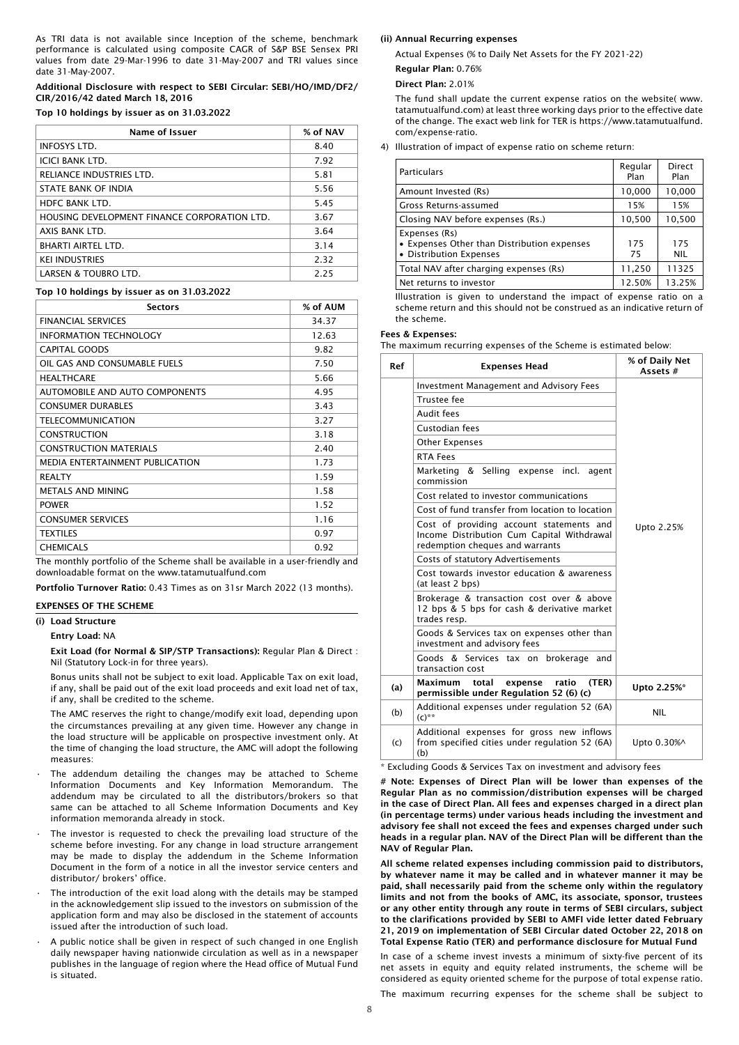As TRI data is not available since Inception of the scheme, benchmark performance is calculated using composite CAGR of S&P BSE Sensex PRI values from date 29-Mar-1996 to date 31-May-2007 and TRI values since date 31-May-2007.

**Additional Disclosure with respect to SEBI Circular: SEBI/HO/IMD/DF2/ CIR/2016/42 dated March 18, 2016**

**Top 10 holdings by issuer as on 31.03.2022**

| Name of Issuer | % of NAV |
|---|---|
| INFOSYS LTD. | 8.40 |
| ICICI BANK LTD. | 7.92 |
| RELIANCE INDUSTRIES LTD. | 5.81 |
| STATE BANK OF INDIA | 5.56 |
| HDFC BANK LTD. | 5.45 |
| HOUSING DEVELOPMENT FINANCE CORPORATION LTD. | 3.67 |
| AXIS BANK LTD. | 3.64 |
| BHARTI AIRTEL LTD. | 3.14 |
| KEI INDUSTRIES | 2.32 |
| LARSEN & TOUBRO LTD. | 2.25 |

**Top 10 holdings by issuer as on 31.03.2022**

| Sectors | % of AUM |
|---|---|
| FINANCIAL SERVICES | 34.37 |
| INFORMATION TECHNOLOGY | 12.63 |
| CAPITAL GOODS | 9.82 |
| OIL GAS AND CONSUMABLE FUELS | 7.50 |
| HEALTHCARE | 5.66 |
| AUTOMOBILE AND AUTO COMPONENTS | 4.95 |
| CONSUMER DURABLES | 3.43 |
| TELECOMMUNICATION | 3.27 |
| CONSTRUCTION | 3.18 |
| CONSTRUCTION MATERIALS | 2.40 |
| MEDIA ENTERTAINMENT PUBLICATION | 1.73 |
| REALTY | 1.59 |
| METALS AND MINING | 1.58 |
| POWER | 1.52 |
| CONSUMER SERVICES | 1.16 |
| TEXTILES | 0.97 |
| CHEMICALS | 0.92 |

The monthly portfolio of the Scheme shall be available in a user-friendly and downloadable format on the www.tatamutualfund.com

**Portfolio Turnover Ratio:** 0.43 Times as on 31sr March 2022 (13 months).

**EXPENSES OF THE SCHEME**

**(i) Load Structure**

**Entry Load:** NA

**Exit Load (for Normal & SIP/STP Transactions):** Regular Plan & Direct : Nil (Statutory Lock-in for three years).

Bonus units shall not be subject to exit load. Applicable Tax on exit load, if any, shall be paid out of the exit load proceeds and exit load net of tax, if any, shall be credited to the scheme.

The AMC reserves the right to change/modify exit load, depending upon the circumstances prevailing at any given time. However any change in the load structure will be applicable on prospective investment only. At the time of changing the load structure, the AMC will adopt the following measures:

- The addendum detailing the changes may be attached to Scheme Information Documents and Key Information Memorandum. The addendum may be circulated to all the distributors/brokers so that same can be attached to all Scheme Information Documents and Key information memoranda already in stock.
- The investor is requested to check the prevailing load structure of the scheme before investing. For any change in load structure arrangement may be made to display the addendum in the Scheme Information Document in the form of a notice in all the investor service centers and distributor/ brokers' office.
- The introduction of the exit load along with the details may be stamped in the acknowledgement slip issued to the investors on submission of the application form and may also be disclosed in the statement of accounts issued after the introduction of such load.
- A public notice shall be given in respect of such changed in one English daily newspaper having nationwide circulation as well as in a newspaper publishes in the language of region where the Head office of Mutual Fund is situated.

**(ii) Annual Recurring expenses**

Actual Expenses (% to Daily Net Assets for the FY 2021-22)

**Regular Plan:** 0.76%

**Direct Plan:** 2.01%

The fund shall update the current expense ratios on the website( www.tatamutualfund.com) at least three working days prior to the effective date of the change. The exact web link for TER is https://www.tatamutualfund.com/expense-ratio.

4) Illustration of impact of expense ratio on scheme return:

| Particulars | Regular Plan | Direct Plan |
|---|---|---|
| Amount Invested (Rs) | 10,000 | 10,000 |
| Gross Returns-assumed | 15% | 15% |
| Closing NAV before expenses (Rs.) | 10,500 | 10,500 |
| Expenses (Rs)<br>• Expenses Other than Distribution expenses<br>• Distribution Expenses | 175<br>75 | 175<br>NIL |
| Total NAV after charging expenses (Rs) | 11,250 | 11325 |
| Net returns to investor | 12.50% | 13.25% |

Illustration is given to understand the impact of expense ratio on a scheme return and this should not be construed as an indicative return of the scheme.

**Fees & Expenses:**

The maximum recurring expenses of the Scheme is estimated below:

| Ref | Expenses Head | % of Daily Net Assets # |
|---|---|---|
| | Investment Management and Advisory Fees | Upto 2.25% |
| | Trustee fee | |
| | Audit fees | |
| | Custodian fees | |
| | Other Expenses | |
| | RTA Fees | |
| | Marketing & Selling expense incl. agent commission | |
| | Cost related to investor communications | |
| | Cost of fund transfer from location to location | |
| | Cost of providing account statements and Income Distribution Cum Capital Withdrawal redemption cheques and warrants | |
| | Costs of statutory Advertisements | |
| | Cost towards investor education & awareness (at least 2 bps) | |
| | Brokerage & transaction cost over & above 12 bps & 5 bps for cash & derivative market trades resp. | |
| | Goods & Services tax on expenses other than investment and advisory fees | |
| | Goods & Services tax on brokerage and transaction cost | |
| **(a)** | **Maximum total expense ratio (TER) permissible under Regulation 52 (6) (c)** | **Upto 2.25%*** |
| (b) | Additional expenses under regulation 52 (6A) (c)** | NIL |
| (c) | Additional expenses for gross new inflows from specified cities under regulation 52 (6A) (b) | Upto 0.30%^ |

* Excluding Goods & Services Tax on investment and advisory fees

**# Note: Expenses of Direct Plan will be lower than expenses of the Regular Plan as no commission/distribution expenses will be charged in the case of Direct Plan. All fees and expenses charged in a direct plan (in percentage terms) under various heads including the investment and advisory fee shall not exceed the fees and expenses charged under such heads in a regular plan. NAV of the Direct Plan will be different than the NAV of Regular Plan.**

**All scheme related expenses including commission paid to distributors, by whatever name it may be called and in whatever manner it may be paid, shall necessarily paid from the scheme only within the regulatory limits and not from the books of AMC, its associate, sponsor, trustees or any other entity through any route in terms of SEBI circulars, subject to the clarifications provided by SEBI to AMFI vide letter dated February 21, 2019 on implementation of SEBI Circular dated October 22, 2018 on Total Expense Ratio (TER) and performance disclosure for Mutual Fund**

In case of a scheme invest invests a minimum of sixty-five percent of its net assets in equity and equity related instruments, the scheme will be considered as equity oriented scheme for the purpose of total expense ratio.

The maximum recurring expenses for the scheme shall be subject to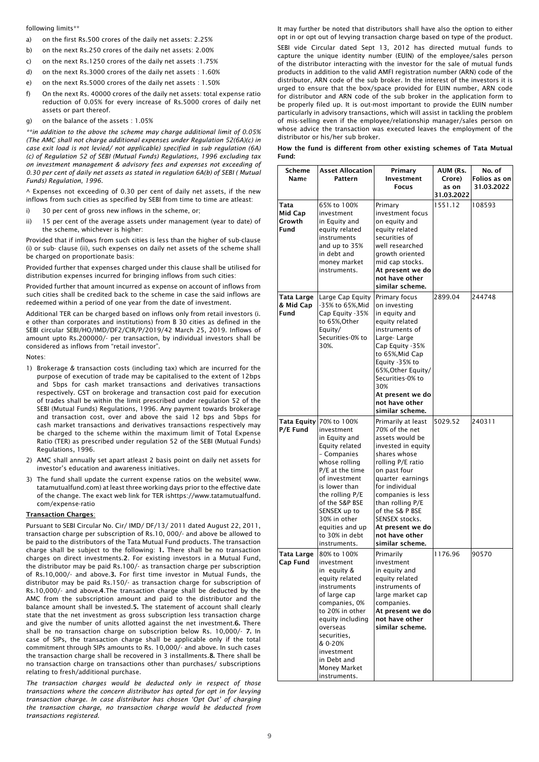following limits**

a) on the first Rs.500 crores of the daily net assets: 2.25%

b) on the next Rs.250 crores of the daily net assets: 2.00%

c) on the next Rs.1250 crores of the daily net assets :1.75%

d) on the next Rs.3000 crores of the daily net assets : 1.60%

e) on the next Rs.5000 crores of the daily net assets : 1.50%

f) On the next Rs. 40000 crores of the daily net assets: total expense ratio reduction of 0.05% for every increase of Rs.5000 crores of daily net assets or part thereof.

g) on the balance of the assets : 1.05%

*\*\*in addition to the above the scheme may charge additional limit of 0.05% (The AMC shall not charge additional expenses under Regulation 52(6A)(c) in case exit load is not levied/ not applicable) specified in sub regulation (6A) (c) of Regulation 52 of SEBI (Mutual Funds) Regulations, 1996 excluding tax on investment management & advisory fees and expenses not exceeding of 0.30 per cent of daily net assets as stated in regulation 6A(b) of SEBI ( Mutual Funds) Regulation, 1996.*

^ Expenses not exceeding of 0.30 per cent of daily net assets, if the new inflows from such cities as specified by SEBI from time to time are atleast:

i) 30 per cent of gross new inflows in the scheme, or;

ii) 15 per cent of the average assets under management (year to date) of the scheme, whichever is higher:

Provided that if inflows from such cities is less than the higher of sub-clause (i) or sub- clause (ii), such expenses on daily net assets of the scheme shall be charged on proportionate basis:

Provided further that expenses charged under this clause shall be utilised for distribution expenses incurred for bringing inflows from such cities:

Provided further that amount incurred as expense on account of inflows from such cities shall be credited back to the scheme in case the said inflows are redeemed within a period of one year from the date of investment.

Additional TER can be charged based on inflows only from retail investors (i. e other than corporates and institutions) from B 30 cities as defined in the SEBI circular SEBI/HO/IMD/DF2/CIR/P/2019/42 March 25, 2019. Inflows of amount upto Rs.200000/- per transaction, by individual investors shall be considered as inflows from "retail investor".

Notes:

1) Brokerage & transaction costs (including tax) which are incurred for the purpose of execution of trade may be capitalised to the extent of 12bps and 5bps for cash market transactions and derivatives transactions respectively. GST on brokerage and transaction cost paid for execution of trades shall be within the limit prescribed under regulation 52 of the SEBI (Mutual Funds) Regulations, 1996. Any payment towards brokerage and transaction cost, over and above the said 12 bps and 5bps for cash market transactions and derivatives transactions respectively may be charged to the scheme within the maximum limit of Total Expense Ratio (TER) as prescribed under regulation 52 of the SEBI (Mutual Funds) Regulations, 1996.

2) AMC shall annually set apart atleast 2 basis point on daily net assets for investor's education and awareness initiatives.

3) The fund shall update the current expense ratios on the website( www. tatamutualfund.com) at least three working days prior to the effective date of the change. The exact web link for TER ishttps://www.tatamutualfund. com/expense-ratio

**Transaction Charges**:

Pursuant to SEBI Circular No. Cir/ IMD/ DF/13/ 2011 dated August 22, 2011, transaction charge per subscription of Rs.10, 000/- and above be allowed to be paid to the distributors of the Tata Mutual Fund products. The transaction charge shall be subject to the following: **1.** There shall be no transaction charges on direct investments.**2**. For existing investors in a Mutual Fund, the distributor may be paid Rs.100/- as transaction charge per subscription of Rs.10,000/- and above.**3.** For first time investor in Mutual Funds, the distributor may be paid Rs.150/- as transaction charge for subscription of Rs.10,000/- and above.**4**.The transaction charge shall be deducted by the AMC from the subscription amount and paid to the distributor and the balance amount shall be invested.**5.** The statement of account shall clearly state that the net investment as gross subscription less transaction charge and give the number of units allotted against the net investment.**6.** There shall be no transaction charge on subscription below Rs. 10,000/- **7.** In case of SIPs, the transaction charge shall be applicable only if the total commitment through SIPs amounts to Rs. 10,000/- and above. In such cases the transaction charge shall be recovered in 3 installments.**8.** There shall be no transaction charge on transactions other than purchases/ subscriptions relating to fresh/additional purchase.

*The transaction charges would be deducted only in respect of those transactions where the concern distributor has opted for opt in for levying transaction charge. In case distributor has chosen 'Opt Out' of charging the transaction charge, no transaction charge would be deducted from transactions registered.*

It may further be noted that distributors shall have also the option to either opt in or opt out of levying transaction charge based on type of the product.

SEBI vide Circular dated Sept 13, 2012 has directed mutual funds to capture the unique identity number (EUIN) of the employee/sales person of the distributor interacting with the investor for the sale of mutual funds products in addition to the valid AMFI registration number (ARN) code of the distributor, ARN code of the sub broker. In the interest of the investors it is urged to ensure that the box/space provided for EUIN number, ARN code for distributor and ARN code of the sub broker in the application form to be properly filed up. It is out-most important to provide the EUIN number particularly in advisory transactions, which will assist in tackling the problem of mis-selling even if the employee/relationship manager/sales person on whose advice the transaction was executed leaves the employment of the distributor or his/her sub broker.

**How the fund is different from other existing schemes of Tata Mutual Fund:**

| Scheme Name | Asset Allocation Pattern | Primary Investment Focus | AUM (Rs. Crore) as on 31.03.2022 | No. of Folios as on 31.03.2022 |
|---|---|---|---|---|
| **Tata Mid Cap Growth Fund** | 65% to 100% investment in Equity and equity related instruments and up to 35% in debt and money market instruments. | Primary investment focus on equity and equity related securities of well researched growth oriented mid cap stocks. **At present we do not have other similar scheme.** | 1551.12 | 108593 |
| **Tata Large & Mid Cap Fund** | Large Cap Equity -35% to 65%,Mid Cap Equity -35% to 65%,Other Equity/ Securities-0% to 30%. | Primary focus on investing in equity and equity related instruments of Large- Large Cap Equity -35% to 65%,Mid Cap Equity -35% to 65%,Other Equity/ Securities-0% to 30% **At present we do not have other similar scheme.** | 2899.04 | 244748 |
| **Tata Equity P/E Fund** | 70% to 100% investment in Equity and Equity related – Companies whose rolling P/E at the time of investment is lower than the rolling P/E of the S&P BSE SENSEX up to 30% in other equities and up to 30% in debt instruments. | Primarily at least 70% of the net assets would be invested in equity shares whose rolling P/E ratio on past four quarter earnings for individual companies is less than rolling P/E of the S& P BSE SENSEX stocks. **At present we do not have other similar scheme.** | 5029.52 | 240311 |
| **Tata Large Cap Fund** | 80% to 100% investment in equity & equity related instruments of large cap companies, 0% to 20% in other equity including overseas securities, & 0-20% investment in Debt and Money Market instruments. | Primarily investment in equity and equity related instruments of large market cap companies. **At present we do not have other similar scheme.** | 1176.96 | 90570 |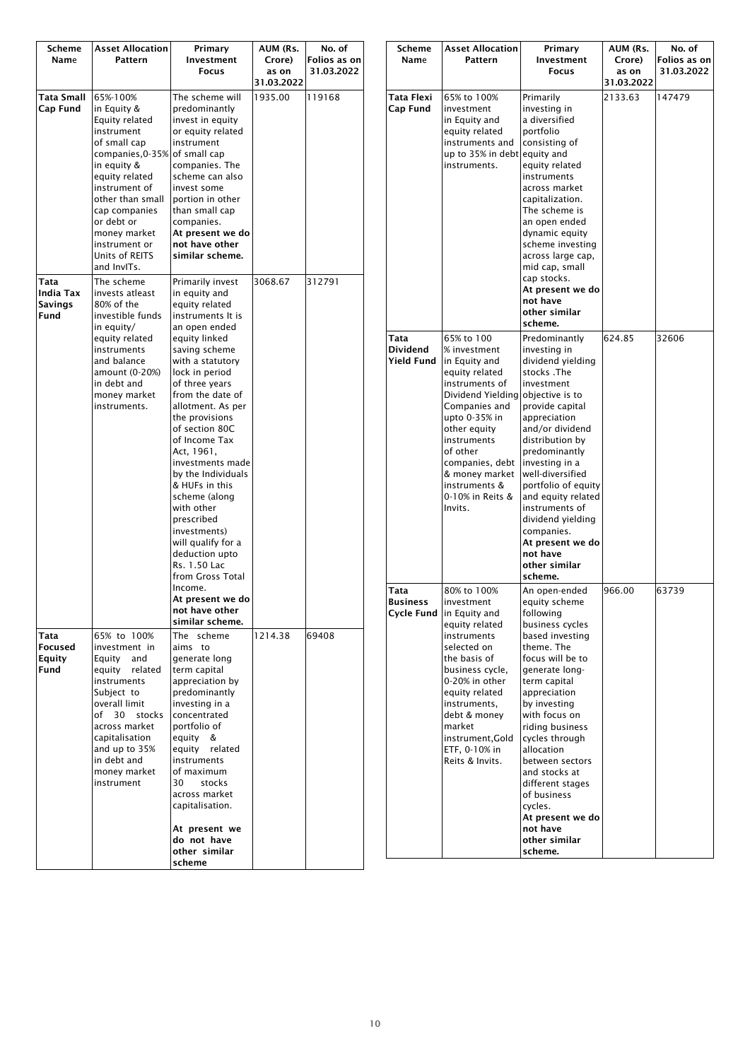| Scheme Name | Asset Allocation Pattern | Primary Investment Focus | AUM (Rs. Crore) as on 31.03.2022 | No. of Folios as on 31.03.2022 |
|---|---|---|---|---|
| **Tata Small Cap Fund** | 65%-100% in Equity & Equity related instrument of small cap companies,0-35% in equity & equity related instrument of other than small cap companies or debt or money market instrument or Units of REITS and InvITs. | The scheme will predominantly invest in equity or equity related instrument of small cap companies. The scheme can also invest some portion in other than small cap companies. **At present we do not have other similar scheme.** | 1935.00 | 119168 |
| **Tata India Tax Savings Fund** | The scheme invests atleast 80% of the investible funds in equity/ equity related instruments and balance amount (0-20%) in debt and money market instruments. | Primarily invest in equity and equity related instruments It is an open ended equity linked saving scheme with a statutory lock in period of three years from the date of allotment. As per the provisions of section 80C of Income Tax Act, 1961, investments made by the Individuals & HUFs in this scheme (along with other prescribed investments) will qualify for a deduction upto Rs. 1.50 Lac from Gross Total Income. **At present we do not have other similar scheme.** | 3068.67 | 312791 |
| **Tata Focused Equity Fund** | 65% to 100% investment in Equity and equity related instruments Subject to overall limit of 30 stocks across market capitalisation and up to 35% in debt and money market instrument | The scheme aims to generate long term capital appreciation by predominantly investing in a concentrated portfolio of equity & equity related instruments of maximum 30 stocks across market capitalisation. **At present we do not have other similar scheme** | 1214.38 | 69408 |
| **Tata Flexi Cap Fund** | 65% to 100% investment in Equity and equity related instruments and up to 35% in debt instruments. | Primarily investing in a diversified portfolio consisting of equity and equity related instruments across market capitalization. The scheme is an open ended dynamic equity scheme investing across large cap, mid cap, small cap stocks. **At present we do not have other similar scheme.** | 2133.63 | 147479 |
| **Tata Dividend Yield Fund** | 65% to 100 % investment in Equity and equity related instruments of Dividend Yielding Companies and upto 0-35% in other equity instruments of other companies, debt & money market instruments & 0-10% in Reits & Invits. | Predominantly investing in dividend yielding stocks .The investment objective is to provide capital appreciation and/or dividend distribution by predominantly investing in a well-diversified portfolio of equity and equity related instruments of dividend yielding companies. **At present we do not have other similar scheme.** | 624.85 | 32606 |
| **Tata Business Cycle Fund** | 80% to 100% investment in Equity and equity related instruments selected on the basis of business cycle, 0-20% in other equity related instruments, debt & money market instrument,Gold ETF, 0-10% in Reits & Invits. | An open-ended equity scheme following business cycles based investing theme. The focus will be to generate long-term capital appreciation by investing with focus on riding business cycles through allocation between sectors and stocks at different stages of business cycles. **At present we do not have other similar scheme.** | 966.00 | 63739 |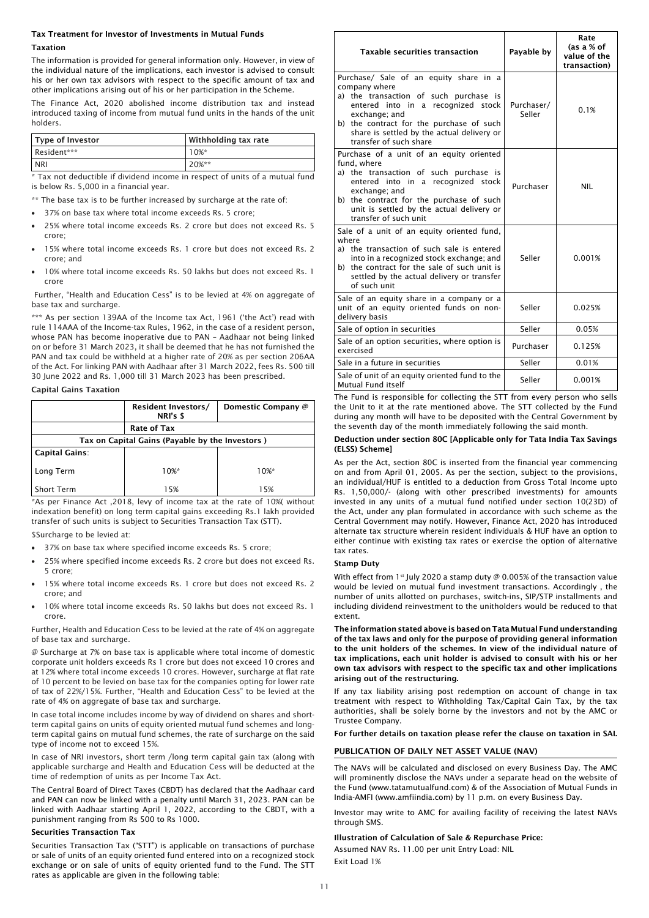### Tax Treatment for Investor of Investments in Mutual Funds

#### Taxation

The information is provided for general information only. However, in view of the individual nature of the implications, each investor is advised to consult his or her own tax advisors with respect to the specific amount of tax and other implications arising out of his or her participation in the Scheme.

The Finance Act, 2020 abolished income distribution tax and instead introduced taxing of income from mutual fund units in the hands of the unit holders.

| Type of Investor | Withholding tax rate |
|---|---|
| Resident*** | 10%* |
| NRI | 20%** |

* Tax not deductible if dividend income in respect of units of a mutual fund is below Rs. 5,000 in a financial year.

** The base tax is to be further increased by surcharge at the rate of:

- 37% on base tax where total income exceeds Rs. 5 crore;
- 25% where total income exceeds Rs. 2 crore but does not exceed Rs. 5 crore;
- 15% where total income exceeds Rs. 1 crore but does not exceed Rs. 2 crore; and
- 10% where total income exceeds Rs. 50 lakhs but does not exceed Rs. 1 crore

Further, "Health and Education Cess" is to be levied at 4% on aggregate of base tax and surcharge.

*** As per section 139AA of the Income tax Act, 1961 ('the Act') read with rule 114AAA of the Income-tax Rules, 1962, in the case of a resident person, whose PAN has become inoperative due to PAN – Aadhaar not being linked on or before 31 March 2023, it shall be deemed that he has not furnished the PAN and tax could be withheld at a higher rate of 20% as per section 206AA of the Act. For linking PAN with Aadhaar after 31 March 2022, fees Rs. 500 till 30 June 2022 and Rs. 1,000 till 31 March 2023 has been prescribed.

#### Capital Gains Taxation

| | Resident Investors/ NRI's $ | Domestic Company @ |
|---|---|---|
| | Rate of Tax | |
| Tax on Capital Gains (Payable by the Investors ) | | |
| Capital Gains: | | |
| Long Term | 10%* | 10%* |
| Short Term | 15% | 15% |

*As per Finance Act ,2018, levy of income tax at the rate of 10%( without indexation benefit) on long term capital gains exceeding Rs.1 lakh provided transfer of such units is subject to Securities Transaction Tax (STT).

$Surcharge to be levied at:

- 37% on base tax where specified income exceeds Rs. 5 crore;
- 25% where specified income exceeds Rs. 2 crore but does not exceed Rs. 5 crore;
- 15% where total income exceeds Rs. 1 crore but does not exceed Rs. 2 crore; and
- 10% where total income exceeds Rs. 50 lakhs but does not exceed Rs. 1 crore.

Further, Health and Education Cess to be levied at the rate of 4% on aggregate of base tax and surcharge.

@ Surcharge at 7% on base tax is applicable where total income of domestic corporate unit holders exceeds Rs 1 crore but does not exceed 10 crores and at 12% where total income exceeds 10 crores. However, surcharge at flat rate of 10 percent to be levied on base tax for the companies opting for lower rate of tax of 22%/15%. Further, "Health and Education Cess" to be levied at the rate of 4% on aggregate of base tax and surcharge.

In case total income includes income by way of dividend on shares and short-term capital gains on units of equity oriented mutual fund schemes and long-term capital gains on mutual fund schemes, the rate of surcharge on the said type of income not to exceed 15%.

In case of NRI investors, short term /long term capital gain tax (along with applicable surcharge and Health and Education Cess will be deducted at the time of redemption of units as per Income Tax Act.

The Central Board of Direct Taxes (CBDT) has declared that the Aadhaar card and PAN can now be linked with a penalty until March 31, 2023. PAN can be linked with Aadhaar starting April 1, 2022, according to the CBDT, with a punishment ranging from Rs 500 to Rs 1000.

#### Securities Transaction Tax

Securities Transaction Tax ("STT") is applicable on transactions of purchase or sale of units of an equity oriented fund entered into on a recognized stock exchange or on sale of units of equity oriented fund to the Fund. The STT rates as applicable are given in the following table:

| Taxable securities transaction | Payable by | Rate (as a % of value of the transaction) |
|---|---|---|
| Purchase/ Sale of an equity share in a company where a) the transaction of such purchase is entered into in a recognized stock exchange; and b) the contract for the purchase of such share is settled by the actual delivery or transfer of such share | Purchaser/ Seller | 0.1% |
| Purchase of a unit of an equity oriented fund, where a) the transaction of such purchase is entered into in a recognized stock exchange; and b) the contract for the purchase of such unit is settled by the actual delivery or transfer of such unit | Purchaser | NIL |
| Sale of a unit of an equity oriented fund, where a) the transaction of such sale is entered into in a recognized stock exchange; and b) the contract for the sale of such unit is settled by the actual delivery or transfer of such unit | Seller | 0.001% |
| Sale of an equity share in a company or a unit of an equity oriented funds on non-delivery basis | Seller | 0.025% |
| Sale of option in securities | Seller | 0.05% |
| Sale of an option securities, where option is exercised | Purchaser | 0.125% |
| Sale in a future in securities | Seller | 0.01% |
| Sale of unit of an equity oriented fund to the Mutual Fund itself | Seller | 0.001% |

The Fund is responsible for collecting the STT from every person who sells the Unit to it at the rate mentioned above. The STT collected by the Fund during any month will have to be deposited with the Central Government by the seventh day of the month immediately following the said month.

#### Deduction under section 80C [Applicable only for Tata India Tax Savings (ELSS) Scheme]

As per the Act, section 80C is inserted from the financial year commencing on and from April 01, 2005. As per the section, subject to the provisions, an individual/HUF is entitled to a deduction from Gross Total Income upto Rs. 1,50,000/- (along with other prescribed investments) for amounts invested in any units of a mutual fund notified under section 10(23D) of the Act, under any plan formulated in accordance with such scheme as the Central Government may notify. However, Finance Act, 2020 has introduced alternate tax structure wherein resident individuals & HUF have an option to either continue with existing tax rates or exercise the option of alternative tax rates.

#### Stamp Duty

With effect from 1st July 2020 a stamp duty @ 0.005% of the transaction value would be levied on mutual fund investment transactions. Accordingly , the number of units allotted on purchases, switch-ins, SIP/STP installments and including dividend reinvestment to the unitholders would be reduced to that extent.

**The information stated above is based on Tata Mutual Fund understanding of the tax laws and only for the purpose of providing general information to the unit holders of the schemes. In view of the individual nature of tax implications, each unit holder is advised to consult with his or her own tax advisors with respect to the specific tax and other implications arising out of the restructuring.**

If any tax liability arising post redemption on account of change in tax treatment with respect to Withholding Tax/Capital Gain Tax, by the tax authorities, shall be solely borne by the investors and not by the AMC or Trustee Company.

**For further details on taxation please refer the clause on taxation in SAI.**

### PUBLICATION OF DAILY NET ASSET VALUE (NAV)

The NAVs will be calculated and disclosed on every Business Day. The AMC will prominently disclose the NAVs under a separate head on the website of the Fund (www.tatamutualfund.com) & of the Association of Mutual Funds in India-AMFI (www.amfiindia.com) by 11 p.m. on every Business Day.

Investor may write to AMC for availing facility of receiving the latest NAVs through SMS.

#### Illustration of Calculation of Sale & Repurchase Price:

Assumed NAV Rs. 11.00 per unit Entry Load: NIL

Exit Load 1%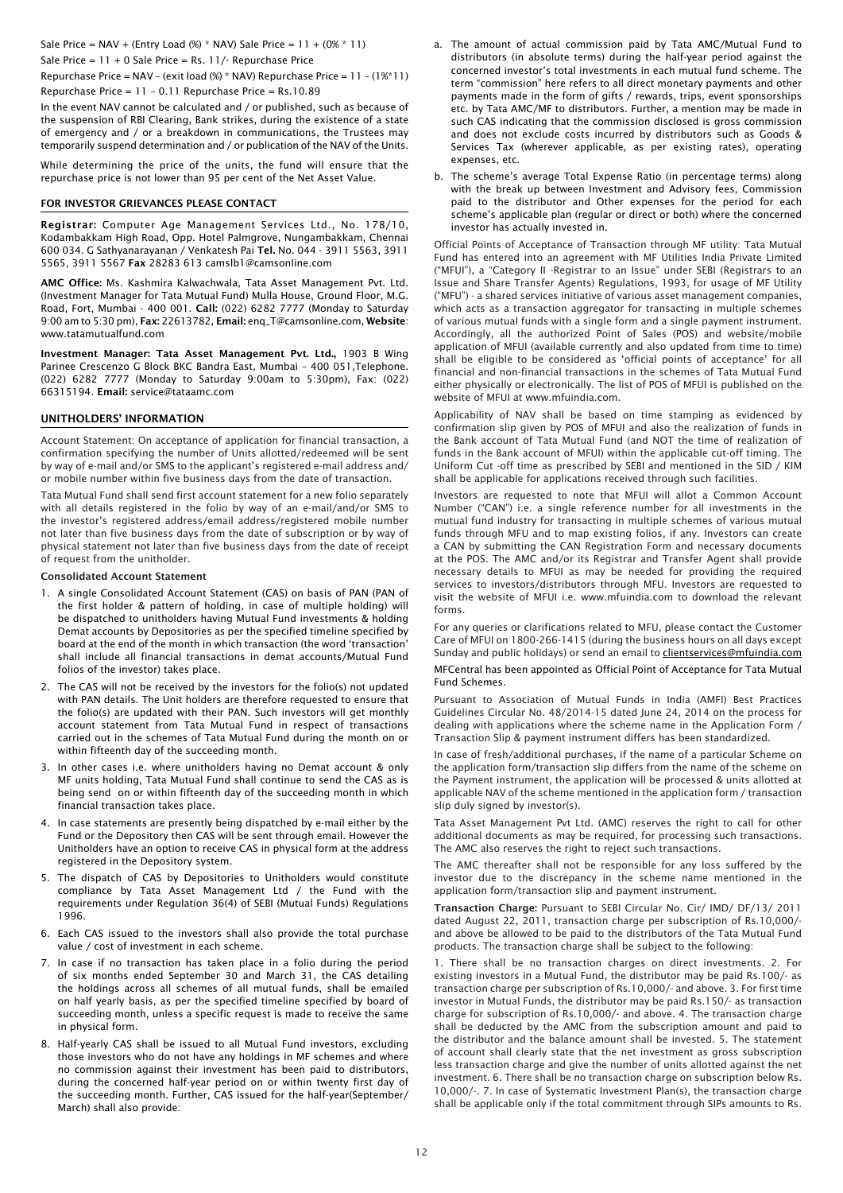Sale Price = NAV + (Entry Load (%) * NAV) Sale Price = 11 + (0% * 11)

Sale Price = 11 + 0 Sale Price = Rs. 11/- Repurchase Price

Repurchase Price = NAV – (exit load (%) * NAV) Repurchase Price = 11 – (1%*11)

Repurchase Price = 11 – 0.11 Repurchase Price = Rs.10.89

In the event NAV cannot be calculated and / or published, such as because of the suspension of RBI Clearing, Bank strikes, during the existence of a state of emergency and / or a breakdown in communications, the Trustees may temporarily suspend determination and / or publication of the NAV of the Units.

While determining the price of the units, the fund will ensure that the repurchase price is not lower than 95 per cent of the Net Asset Value.

## FOR INVESTOR GRIEVANCES PLEASE CONTACT

**Registrar:** Computer Age Management Services Ltd., No. 178/10, Kodambakkam High Road, Opp. Hotel Palmgrove, Nungambakkam, Chennai 600 034. G Sathyanarayanan / Venkatesh Pai **Tel.** No. 044 - 3911 5563, 3911 5565, 3911 5567 **Fax** 28283 613 camslb1@camsonline.com

**AMC Office:** Ms. Kashmira Kalwachwala, Tata Asset Management Pvt. Ltd. (Investment Manager for Tata Mutual Fund) Mulla House, Ground Floor, M.G. Road, Fort, Mumbai - 400 001. **Call:** (022) 6282 7777 (Monday to Saturday 9:00 am to 5:30 pm), **Fax:** 22613782, **Email:** enq_T@camsonline.com, **Website**: www.tatamutualfund.com

**Investment Manager: Tata Asset Management Pvt. Ltd.,** 1903 B Wing Parinee Crescenzo G Block BKC Bandra East, Mumbai – 400 051,Telephone. (022) 6282 7777 (Monday to Saturday 9:00am to 5:30pm), Fax: (022) 66315194. **Email:** service@tataamc.com

## UNITHOLDERS' INFORMATION

Account Statement: On acceptance of application for financial transaction, a confirmation specifying the number of Units allotted/redeemed will be sent by way of e-mail and/or SMS to the applicant's registered e-mail address and/ or mobile number within five business days from the date of transaction.

Tata Mutual Fund shall send first account statement for a new folio separately with all details registered in the folio by way of an e-mail/and/or SMS to the investor's registered address/email address/registered mobile number not later than five business days from the date of subscription or by way of physical statement not later than five business days from the date of receipt of request from the unitholder.

**Consolidated Account Statement**

1. A single Consolidated Account Statement (CAS) on basis of PAN (PAN of the first holder & pattern of holding, in case of multiple holding) will be dispatched to unitholders having Mutual Fund investments & holding Demat accounts by Depositories as per the specified timeline specified by board at the end of the month in which transaction (the word 'transaction' shall include all financial transactions in demat accounts/Mutual Fund folios of the investor) takes place.
2. The CAS will not be received by the investors for the folio(s) not updated with PAN details. The Unit holders are therefore requested to ensure that the folio(s) are updated with their PAN. Such investors will get monthly account statement from Tata Mutual Fund in respect of transactions carried out in the schemes of Tata Mutual Fund during the month on or within fifteenth day of the succeeding month.
3. In other cases i.e. where unitholders having no Demat account & only MF units holding, Tata Mutual Fund shall continue to send the CAS as is being send on or within fifteenth day of the succeeding month in which financial transaction takes place.
4. In case statements are presently being dispatched by e-mail either by the Fund or the Depository then CAS will be sent through email. However the Unitholders have an option to receive CAS in physical form at the address registered in the Depository system.
5. The dispatch of CAS by Depositories to Unitholders would constitute compliance by Tata Asset Management Ltd / the Fund with the requirements under Regulation 36(4) of SEBI (Mutual Funds) Regulations 1996.
6. Each CAS issued to the investors shall also provide the total purchase value / cost of investment in each scheme.
7. In case if no transaction has taken place in a folio during the period of six months ended September 30 and March 31, the CAS detailing the holdings across all schemes of all mutual funds, shall be emailed on half yearly basis, as per the specified timeline specified by board of succeeding month, unless a specific request is made to receive the same in physical form.
8. Half-yearly CAS shall be issued to all Mutual Fund investors, excluding those investors who do not have any holdings in MF schemes and where no commission against their investment has been paid to distributors, during the concerned half-year period on or within twenty first day of the succeeding month. Further, CAS issued for the half-year(September/ March) shall also provide:
   a. The amount of actual commission paid by Tata AMC/Mutual Fund to distributors (in absolute terms) during the half-year period against the concerned investor's total investments in each mutual fund scheme. The term "commission" here refers to all direct monetary payments and other payments made in the form of gifts / rewards, trips, event sponsorships etc. by Tata AMC/MF to distributors. Further, a mention may be made in such CAS indicating that the commission disclosed is gross commission and does not exclude costs incurred by distributors such as Goods & Services Tax (wherever applicable, as per existing rates), operating expenses, etc.
   b. The scheme's average Total Expense Ratio (in percentage terms) along with the break up between Investment and Advisory fees, Commission paid to the distributor and Other expenses for the period for each scheme's applicable plan (regular or direct or both) where the concerned investor has actually invested in.

Official Points of Acceptance of Transaction through MF utility: Tata Mutual Fund has entered into an agreement with MF Utilities India Private Limited ("MFUI"), a "Category II -Registrar to an Issue" under SEBI (Registrars to an Issue and Share Transfer Agents) Regulations, 1993, for usage of MF Utility ("MFU") - a shared services initiative of various asset management companies, which acts as a transaction aggregator for transacting in multiple schemes of various mutual funds with a single form and a single payment instrument. Accordingly, all the authorized Point of Sales (POS) and website/mobile application of MFUI (available currently and also updated from time to time) shall be eligible to be considered as 'official points of acceptance' for all financial and non-financial transactions in the schemes of Tata Mutual Fund either physically or electronically. The list of POS of MFUI is published on the website of MFUI at www.mfuindia.com.

Applicability of NAV shall be based on time stamping as evidenced by confirmation slip given by POS of MFUI and also the realization of funds in the Bank account of Tata Mutual Fund (and NOT the time of realization of funds in the Bank account of MFUI) within the applicable cut-off timing. The Uniform Cut -off time as prescribed by SEBI and mentioned in the SID / KIM shall be applicable for applications received through such facilities.

Investors are requested to note that MFUI will allot a Common Account Number ("CAN") i.e. a single reference number for all investments in the mutual fund industry for transacting in multiple schemes of various mutual funds through MFU and to map existing folios, if any. Investors can create a CAN by submitting the CAN Registration Form and necessary documents at the POS. The AMC and/or its Registrar and Transfer Agent shall provide necessary details to MFUI as may be needed for providing the required services to investors/distributors through MFU. Investors are requested to visit the website of MFUI i.e. www.mfuindia.com to download the relevant forms.

For any queries or clarifications related to MFU, please contact the Customer Care of MFUI on 1800-266-1415 (during the business hours on all days except Sunday and public holidays) or send an email to clientservices@mfuindia.com

MFCentral has been appointed as Official Point of Acceptance for Tata Mutual Fund Schemes.

Pursuant to Association of Mutual Funds in India (AMFI) Best Practices Guidelines Circular No. 48/2014-15 dated June 24, 2014 on the process for dealing with applications where the scheme name in the Application Form / Transaction Slip & payment instrument differs has been standardized.

In case of fresh/additional purchases, if the name of a particular Scheme on the application form/transaction slip differs from the name of the scheme on the Payment instrument, the application will be processed & units allotted at applicable NAV of the scheme mentioned in the application form / transaction slip duly signed by investor(s).

Tata Asset Management Pvt Ltd. (AMC) reserves the right to call for other additional documents as may be required, for processing such transactions. The AMC also reserves the right to reject such transactions.

The AMC thereafter shall not be responsible for any loss suffered by the investor due to the discrepancy in the scheme name mentioned in the application form/transaction slip and payment instrument.

**Transaction Charge:** Pursuant to SEBI Circular No. Cir/ IMD/ DF/13/ 2011 dated August 22, 2011, transaction charge per subscription of Rs.10,000/- and above be allowed to be paid to the distributors of the Tata Mutual Fund products. The transaction charge shall be subject to the following:

1. There shall be no transaction charges on direct investments. 2. For existing investors in a Mutual Fund, the distributor may be paid Rs.100/- as transaction charge per subscription of Rs.10,000/- and above. 3. For first time investor in Mutual Funds, the distributor may be paid Rs.150/- as transaction charge for subscription of Rs.10,000/- and above. 4. The transaction charge shall be deducted by the AMC from the subscription amount and paid to the distributor and the balance amount shall be invested. 5. The statement of account shall clearly state that the net investment as gross subscription less transaction charge and give the number of units allotted against the net investment. 6. There shall be no transaction charge on subscription below Rs. 10,000/-. 7. In case of Systematic Investment Plan(s), the transaction charge shall be applicable only if the total commitment through SIPs amounts to Rs.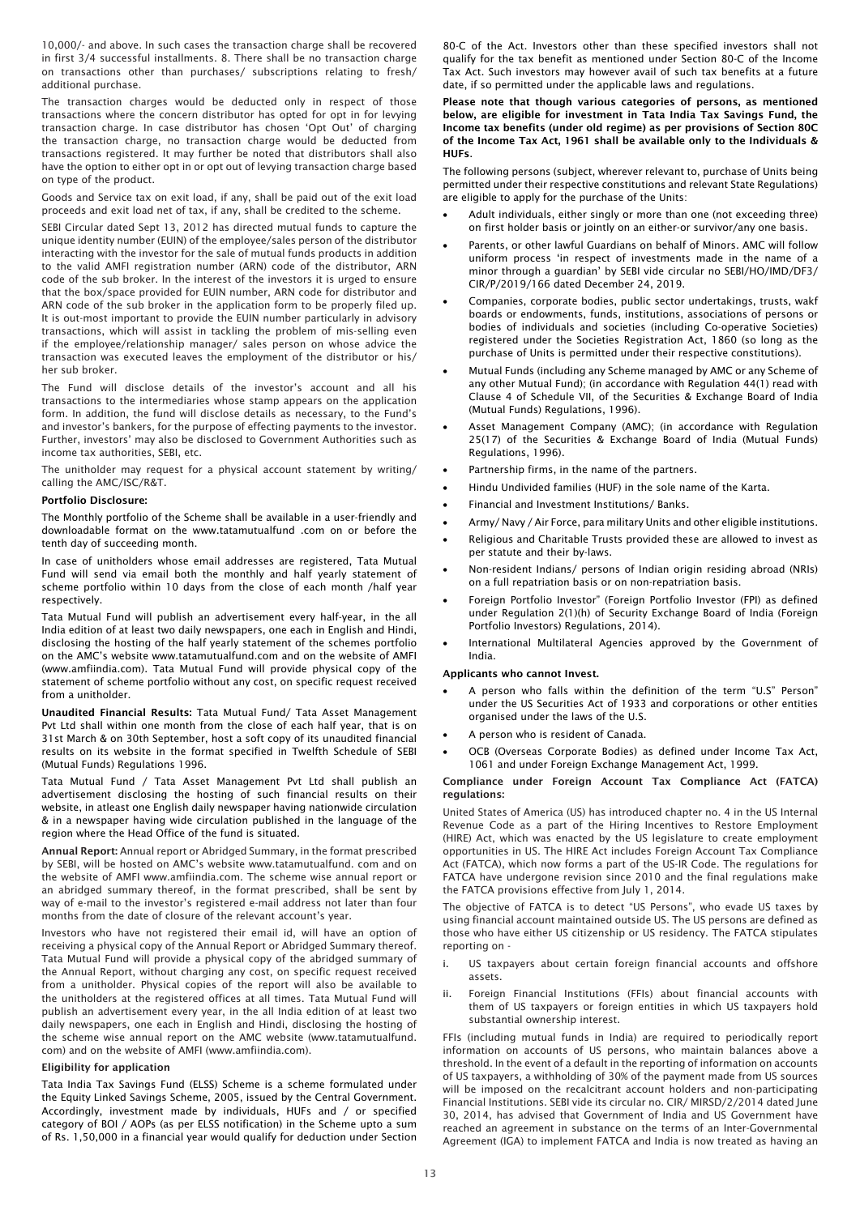10,000/- and above. In such cases the transaction charge shall be recovered in first 3/4 successful installments. 8. There shall be no transaction charge on transactions other than purchases/ subscriptions relating to fresh/ additional purchase.

The transaction charges would be deducted only in respect of those transactions where the concern distributor has opted for opt in for levying transaction charge. In case distributor has chosen 'Opt Out' of charging the transaction charge, no transaction charge would be deducted from transactions registered. It may further be noted that distributors shall also have the option to either opt in or opt out of levying transaction charge based on type of the product.

Goods and Service tax on exit load, if any, shall be paid out of the exit load proceeds and exit load net of tax, if any, shall be credited to the scheme.

SEBI Circular dated Sept 13, 2012 has directed mutual funds to capture the unique identity number (EUIN) of the employee/sales person of the distributor interacting with the investor for the sale of mutual funds products in addition to the valid AMFI registration number (ARN) code of the distributor, ARN code of the sub broker. In the interest of the investors it is urged to ensure that the box/space provided for EUIN number, ARN code for distributor and ARN code of the sub broker in the application form to be properly filed up. It is out-most important to provide the EUIN number particularly in advisory transactions, which will assist in tackling the problem of mis-selling even if the employee/relationship manager/ sales person on whose advice the transaction was executed leaves the employment of the distributor or his/ her sub broker.

The Fund will disclose details of the investor's account and all his transactions to the intermediaries whose stamp appears on the application form. In addition, the fund will disclose details as necessary, to the Fund's and investor's bankers, for the purpose of effecting payments to the investor. Further, investors' may also be disclosed to Government Authorities such as income tax authorities, SEBI, etc.

The unitholder may request for a physical account statement by writing/ calling the AMC/ISC/R&T.

**Portfolio Disclosure:**

The Monthly portfolio of the Scheme shall be available in a user-friendly and downloadable format on the www.tatamutualfund .com on or before the tenth day of succeeding month.

In case of unitholders whose email addresses are registered, Tata Mutual Fund will send via email both the monthly and half yearly statement of scheme portfolio within 10 days from the close of each month /half year respectively.

Tata Mutual Fund will publish an advertisement every half-year, in the all India edition of at least two daily newspapers, one each in English and Hindi, disclosing the hosting of the half yearly statement of the schemes portfolio on the AMC's website www.tatamutualfund.com and on the website of AMFI (www.amfiindia.com). Tata Mutual Fund will provide physical copy of the statement of scheme portfolio without any cost, on specific request received from a unitholder.

**Unaudited Financial Results:** Tata Mutual Fund/ Tata Asset Management Pvt Ltd shall within one month from the close of each half year, that is on 31st March & on 30th September, host a soft copy of its unaudited financial results on its website in the format specified in Twelfth Schedule of SEBI (Mutual Funds) Regulations 1996.

Tata Mutual Fund / Tata Asset Management Pvt Ltd shall publish an advertisement disclosing the hosting of such financial results on their website, in atleast one English daily newspaper having nationwide circulation & in a newspaper having wide circulation published in the language of the region where the Head Office of the fund is situated.

**Annual Report:** Annual report or Abridged Summary, in the format prescribed by SEBI, will be hosted on AMC's website www.tatamutualfund. com and on the website of AMFI www.amfiindia.com. The scheme wise annual report or an abridged summary thereof, in the format prescribed, shall be sent by way of e-mail to the investor's registered e-mail address not later than four months from the date of closure of the relevant account's year.

Investors who have not registered their email id, will have an option of receiving a physical copy of the Annual Report or Abridged Summary thereof. Tata Mutual Fund will provide a physical copy of the abridged summary of the Annual Report, without charging any cost, on specific request received from a unitholder. Physical copies of the report will also be available to the unitholders at the registered offices at all times. Tata Mutual Fund will publish an advertisement every year, in the all India edition of at least two daily newspapers, one each in English and Hindi, disclosing the hosting of the scheme wise annual report on the AMC website (www.tatamutualfund. com) and on the website of AMFI (www.amfiindia.com).

**Eligibility for application**

Tata India Tax Savings Fund (ELSS) Scheme is a scheme formulated under the Equity Linked Savings Scheme, 2005, issued by the Central Government. Accordingly, investment made by individuals, HUFs and / or specified category of BOI / AOPs (as per ELSS notification) in the Scheme upto a sum of Rs. 1,50,000 in a financial year would qualify for deduction under Section 80-C of the Act. Investors other than these specified investors shall not qualify for the tax benefit as mentioned under Section 80-C of the Income Tax Act. Such investors may however avail of such tax benefits at a future date, if so permitted under the applicable laws and regulations.

**Please note that though various categories of persons, as mentioned below, are eligible for investment in Tata India Tax Savings Fund, the Income tax benefits (under old regime) as per provisions of Section 80C of the Income Tax Act, 1961 shall be available only to the Individuals & HUFs.**

The following persons (subject, wherever relevant to, purchase of Units being permitted under their respective constitutions and relevant State Regulations) are eligible to apply for the purchase of the Units:

- Adult individuals, either singly or more than one (not exceeding three) on first holder basis or jointly on an either-or survivor/any one basis.
- Parents, or other lawful Guardians on behalf of Minors. AMC will follow uniform process 'in respect of investments made in the name of a minor through a guardian' by SEBI vide circular no SEBI/HO/IMD/DF3/ CIR/P/2019/166 dated December 24, 2019.
- Companies, corporate bodies, public sector undertakings, trusts, wakf boards or endowments, funds, institutions, associations of persons or bodies of individuals and societies (including Co-operative Societies) registered under the Societies Registration Act, 1860 (so long as the purchase of Units is permitted under their respective constitutions).
- Mutual Funds (including any Scheme managed by AMC or any Scheme of any other Mutual Fund); (in accordance with Regulation 44(1) read with Clause 4 of Schedule VII, of the Securities & Exchange Board of India (Mutual Funds) Regulations, 1996).
- Asset Management Company (AMC); (in accordance with Regulation 25(17) of the Securities & Exchange Board of India (Mutual Funds) Regulations, 1996).
- Partnership firms, in the name of the partners.
- Hindu Undivided families (HUF) in the sole name of the Karta.
- Financial and Investment Institutions/ Banks.
- Army/ Navy / Air Force, para military Units and other eligible institutions.
- Religious and Charitable Trusts provided these are allowed to invest as per statute and their by-laws.
- Non-resident Indians/ persons of Indian origin residing abroad (NRIs) on a full repatriation basis or on non-repatriation basis.
- Foreign Portfolio Investor" (Foreign Portfolio Investor (FPI) as defined under Regulation 2(1)(h) of Security Exchange Board of India (Foreign Portfolio Investors) Regulations, 2014).
- International Multilateral Agencies approved by the Government of India.

**Applicants who cannot Invest.**

- A person who falls within the definition of the term "U.S" Person" under the US Securities Act of 1933 and corporations or other entities organised under the laws of the U.S.
- A person who is resident of Canada.
- OCB (Overseas Corporate Bodies) as defined under Income Tax Act, 1061 and under Foreign Exchange Management Act, 1999.

**Compliance under Foreign Account Tax Compliance Act (FATCA) regulations:**

United States of America (US) has introduced chapter no. 4 in the US Internal Revenue Code as a part of the Hiring Incentives to Restore Employment (HIRE) Act, which was enacted by the US legislature to create employment opportunities in US. The HIRE Act includes Foreign Account Tax Compliance Act (FATCA), which now forms a part of the US-IR Code. The regulations for FATCA have undergone revision since 2010 and the final regulations make the FATCA provisions effective from July 1, 2014.

The objective of FATCA is to detect "US Persons", who evade US taxes by using financial account maintained outside US. The US persons are defined as those who have either US citizenship or US residency. The FATCA stipulates reporting on -

i. US taxpayers about certain foreign financial accounts and offshore assets.

ii. Foreign Financial Institutions (FFIs) about financial accounts with them of US taxpayers or foreign entities in which US taxpayers hold substantial ownership interest.

FFIs (including mutual funds in India) are required to periodically report information on accounts of US persons, who maintain balances above a threshold. In the event of a default in the reporting of information on accounts of US taxpayers, a withholding of 30% of the payment made from US sources will be imposed on the recalcitrant account holders and non-participating Financial Institutions. SEBI vide its circular no. CIR/ MIRSD/2/2014 dated June 30, 2014, has advised that Government of India and US Government have reached an agreement in substance on the terms of an Inter-Governmental Agreement (IGA) to implement FATCA and India is now treated as having an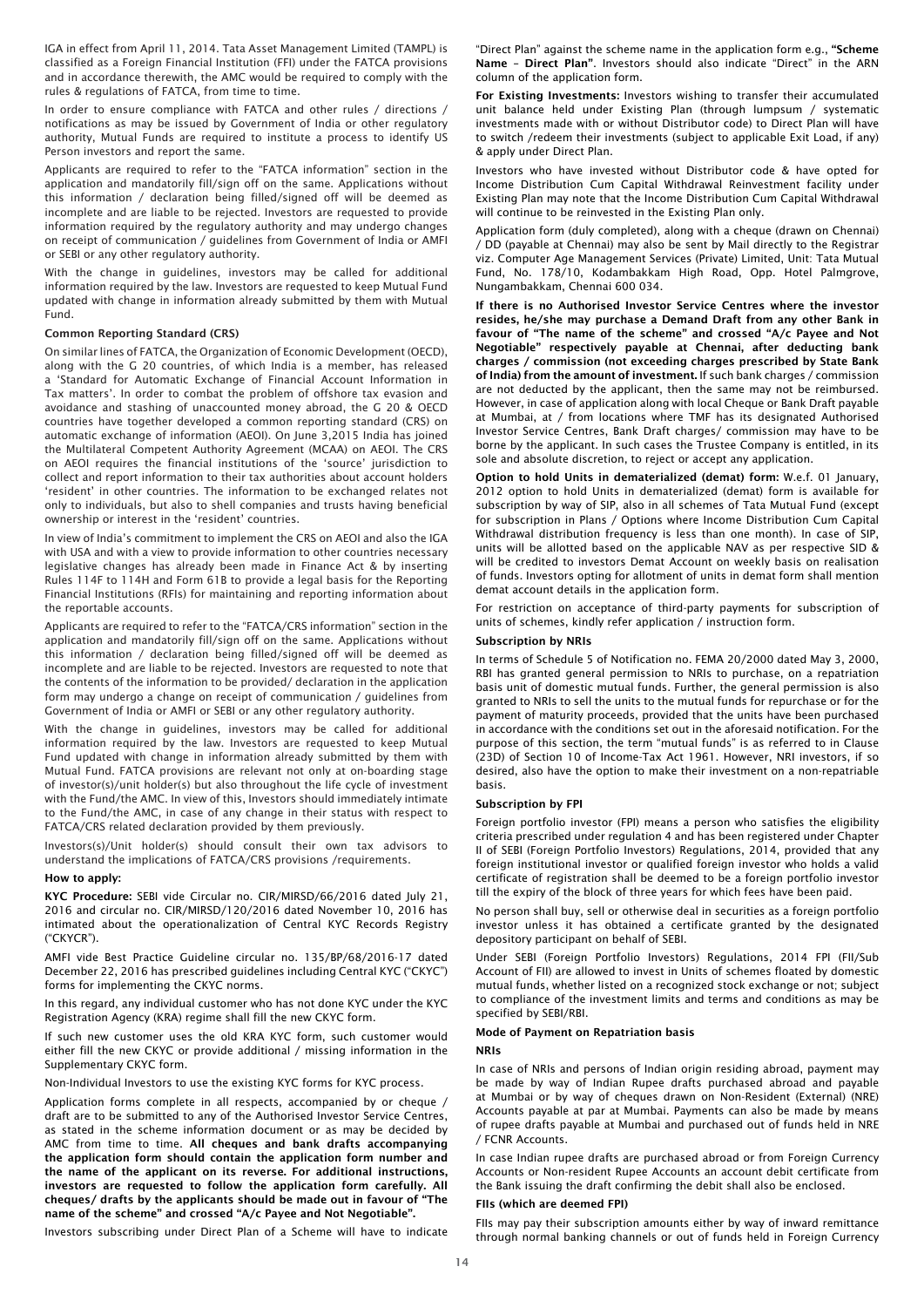IGA in effect from April 11, 2014. Tata Asset Management Limited (TAMPL) is classified as a Foreign Financial Institution (FFI) under the FATCA provisions and in accordance therewith, the AMC would be required to comply with the rules & regulations of FATCA, from time to time.

In order to ensure compliance with FATCA and other rules / directions / notifications as may be issued by Government of India or other regulatory authority, Mutual Funds are required to institute a process to identify US Person investors and report the same.

Applicants are required to refer to the "FATCA information" section in the application and mandatorily fill/sign off on the same. Applications without this information / declaration being filled/signed off will be deemed as incomplete and are liable to be rejected. Investors are requested to provide information required by the regulatory authority and may undergo changes on receipt of communication / guidelines from Government of India or AMFI or SEBI or any other regulatory authority.

With the change in guidelines, investors may be called for additional information required by the law. Investors are requested to keep Mutual Fund updated with change in information already submitted by them with Mutual Fund.

**Common Reporting Standard (CRS)**

On similar lines of FATCA, the Organization of Economic Development (OECD), along with the G 20 countries, of which India is a member, has released a 'Standard for Automatic Exchange of Financial Account Information in Tax matters'. In order to combat the problem of offshore tax evasion and avoidance and stashing of unaccounted money abroad, the G 20 & OECD countries have together developed a common reporting standard (CRS) on automatic exchange of information (AEOI). On June 3,2015 India has joined the Multilateral Competent Authority Agreement (MCAA) on AEOI. The CRS on AEOI requires the financial institutions of the 'source' jurisdiction to collect and report information to their tax authorities about account holders 'resident' in other countries. The information to be exchanged relates not only to individuals, but also to shell companies and trusts having beneficial ownership or interest in the 'resident' countries.

In view of India's commitment to implement the CRS on AEOI and also the IGA with USA and with a view to provide information to other countries necessary legislative changes has already been made in Finance Act & by inserting Rules 114F to 114H and Form 61B to provide a legal basis for the Reporting Financial Institutions (RFIs) for maintaining and reporting information about the reportable accounts.

Applicants are required to refer to the "FATCA/CRS information" section in the application and mandatorily fill/sign off on the same. Applications without this information / declaration being filled/signed off will be deemed as incomplete and are liable to be rejected. Investors are requested to note that the contents of the information to be provided/ declaration in the application form may undergo a change on receipt of communication / guidelines from Government of India or AMFI or SEBI or any other regulatory authority.

With the change in guidelines, investors may be called for additional information required by the law. Investors are requested to keep Mutual Fund updated with change in information already submitted by them with Mutual Fund. FATCA provisions are relevant not only at on-boarding stage of investor(s)/unit holder(s) but also throughout the life cycle of investment with the Fund/the AMC. In view of this, Investors should immediately intimate to the Fund/the AMC, in case of any change in their status with respect to FATCA/CRS related declaration provided by them previously.

Investors(s)/Unit holder(s) should consult their own tax advisors to understand the implications of FATCA/CRS provisions /requirements.

**How to apply:**

**KYC Procedure:** SEBI vide Circular no. CIR/MIRSD/66/2016 dated July 21, 2016 and circular no. CIR/MIRSD/120/2016 dated November 10, 2016 has intimated about the operationalization of Central KYC Records Registry ("CKYCR").

AMFI vide Best Practice Guideline circular no. 135/BP/68/2016-17 dated December 22, 2016 has prescribed guidelines including Central KYC ("CKYC") forms for implementing the CKYC norms.

In this regard, any individual customer who has not done KYC under the KYC Registration Agency (KRA) regime shall fill the new CKYC form.

If such new customer uses the old KRA KYC form, such customer would either fill the new CKYC or provide additional / missing information in the Supplementary CKYC form.

Non-Individual Investors to use the existing KYC forms for KYC process.

Application forms complete in all respects, accompanied by or cheque / draft are to be submitted to any of the Authorised Investor Service Centres, as stated in the scheme information document or as may be decided by AMC from time to time. **All cheques and bank drafts accompanying the application form should contain the application form number and the name of the applicant on its reverse. For additional instructions, investors are requested to follow the application form carefully. All cheques/ drafts by the applicants should be made out in favour of "The name of the scheme" and crossed "A/c Payee and Not Negotiable".**

Investors subscribing under Direct Plan of a Scheme will have to indicate "Direct Plan" against the scheme name in the application form e.g., **"Scheme Name – Direct Plan"**. Investors should also indicate "Direct" in the ARN column of the application form.

**For Existing Investments:** Investors wishing to transfer their accumulated unit balance held under Existing Plan (through lumpsum / systematic investments made with or without Distributor code) to Direct Plan will have to switch /redeem their investments (subject to applicable Exit Load, if any) & apply under Direct Plan.

Investors who have invested without Distributor code & have opted for Income Distribution Cum Capital Withdrawal Reinvestment facility under Existing Plan may note that the Income Distribution Cum Capital Withdrawal will continue to be reinvested in the Existing Plan only.

Application form (duly completed), along with a cheque (drawn on Chennai) / DD (payable at Chennai) may also be sent by Mail directly to the Registrar viz. Computer Age Management Services (Private) Limited, Unit: Tata Mutual Fund, No. 178/10, Kodambakkam High Road, Opp. Hotel Palmgrove, Nungambakkam, Chennai 600 034.

**If there is no Authorised Investor Service Centres where the investor resides, he/she may purchase a Demand Draft from any other Bank in favour of "The name of the scheme" and crossed "A/c Payee and Not Negotiable" respectively payable at Chennai, after deducting bank charges / commission (not exceeding charges prescribed by State Bank of India) from the amount of investment.** If such bank charges / commission are not deducted by the applicant, then the same may not be reimbursed. However, in case of application along with local Cheque or Bank Draft payable at Mumbai, at / from locations where TMF has its designated Authorised Investor Service Centres, Bank Draft charges/ commission may have to be borne by the applicant. In such cases the Trustee Company is entitled, in its sole and absolute discretion, to reject or accept any application.

**Option to hold Units in dematerialized (demat) form:** W.e.f. 01 January, 2012 option to hold Units in dematerialized (demat) form is available for subscription by way of SIP, also in all schemes of Tata Mutual Fund (except for subscription in Plans / Options where Income Distribution Cum Capital Withdrawal distribution frequency is less than one month). In case of SIP, units will be allotted based on the applicable NAV as per respective SID & will be credited to investors Demat Account on weekly basis on realisation of funds. Investors opting for allotment of units in demat form shall mention demat account details in the application form.

For restriction on acceptance of third-party payments for subscription of units of schemes, kindly refer application / instruction form.

**Subscription by NRIs**

In terms of Schedule 5 of Notification no. FEMA 20/2000 dated May 3, 2000, RBI has granted general permission to NRIs to purchase, on a repatriation basis unit of domestic mutual funds. Further, the general permission is also granted to NRIs to sell the units to the mutual funds for repurchase or for the payment of maturity proceeds, provided that the units have been purchased in accordance with the conditions set out in the aforesaid notification. For the purpose of this section, the term "mutual funds" is as referred to in Clause (23D) of Section 10 of Income-Tax Act 1961. However, NRI investors, if so desired, also have the option to make their investment on a non-repatriable basis.

**Subscription by FPI**

Foreign portfolio investor (FPI) means a person who satisfies the eligibility criteria prescribed under regulation 4 and has been registered under Chapter II of SEBI (Foreign Portfolio Investors) Regulations, 2014, provided that any foreign institutional investor or qualified foreign investor who holds a valid certificate of registration shall be deemed to be a foreign portfolio investor till the expiry of the block of three years for which fees have been paid.

No person shall buy, sell or otherwise deal in securities as a foreign portfolio investor unless it has obtained a certificate granted by the designated depository participant on behalf of SEBI.

Under SEBI (Foreign Portfolio Investors) Regulations, 2014 FPI (FII/Sub Account of FII) are allowed to invest in Units of schemes floated by domestic mutual funds, whether listed on a recognized stock exchange or not; subject to compliance of the investment limits and terms and conditions as may be specified by SEBI/RBI.

**Mode of Payment on Repatriation basis**

**NRIs**

In case of NRIs and persons of Indian origin residing abroad, payment may be made by way of Indian Rupee drafts purchased abroad and payable at Mumbai or by way of cheques drawn on Non-Resident (External) (NRE) Accounts payable at par at Mumbai. Payments can also be made by means of rupee drafts payable at Mumbai and purchased out of funds held in NRE / FCNR Accounts.

In case Indian rupee drafts are purchased abroad or from Foreign Currency Accounts or Non-resident Rupee Accounts an account debit certificate from the Bank issuing the draft confirming the debit shall also be enclosed.

**FIIs (which are deemed FPI)**

FIIs may pay their subscription amounts either by way of inward remittance through normal banking channels or out of funds held in Foreign Currency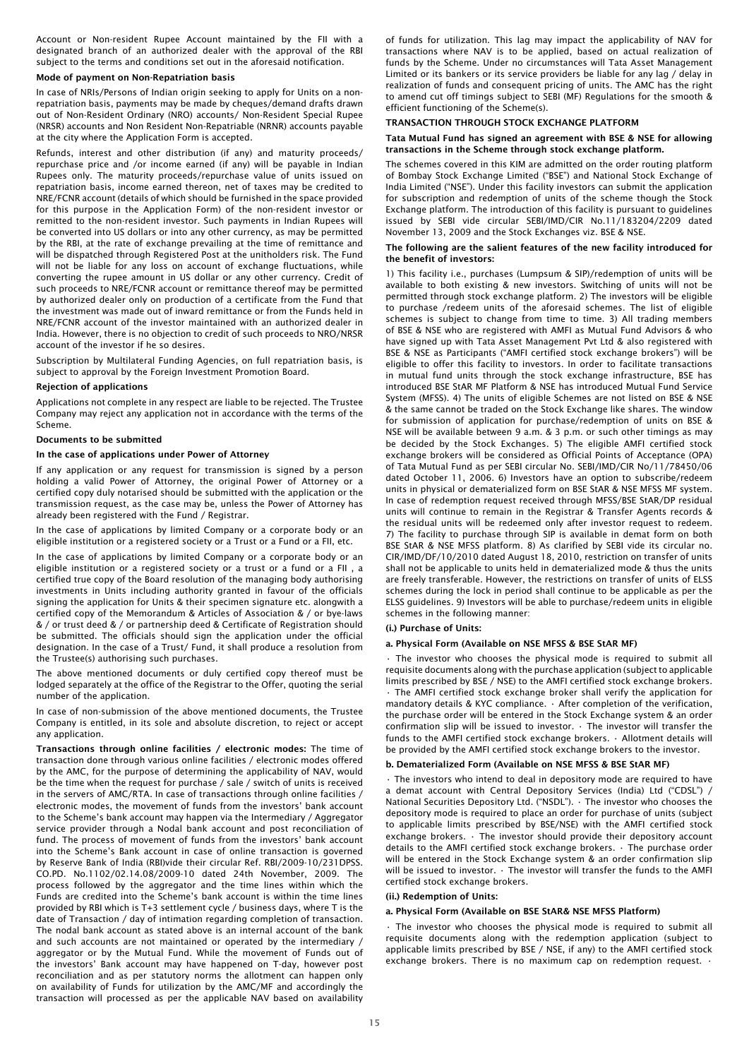Account or Non-resident Rupee Account maintained by the FII with a designated branch of an authorized dealer with the approval of the RBI subject to the terms and conditions set out in the aforesaid notification.

**Mode of payment on Non-Repatriation basis**

In case of NRIs/Persons of Indian origin seeking to apply for Units on a non-repatriation basis, payments may be made by cheques/demand drafts drawn out of Non-Resident Ordinary (NRO) accounts/ Non-Resident Special Rupee (NRSR) accounts and Non Resident Non-Repatriable (NRNR) accounts payable at the city where the Application Form is accepted.

Refunds, interest and other distribution (if any) and maturity proceeds/ repurchase price and /or income earned (if any) will be payable in Indian Rupees only. The maturity proceeds/repurchase value of units issued on repatriation basis, income earned thereon, net of taxes may be credited to NRE/FCNR account (details of which should be furnished in the space provided for this purpose in the Application Form) of the non-resident investor or remitted to the non-resident investor. Such payments in Indian Rupees will be converted into US dollars or into any other currency, as may be permitted by the RBI, at the rate of exchange prevailing at the time of remittance and will be dispatched through Registered Post at the unitholders risk. The Fund will not be liable for any loss on account of exchange fluctuations, while converting the rupee amount in US dollar or any other currency. Credit of such proceeds to NRE/FCNR account or remittance thereof may be permitted by authorized dealer only on production of a certificate from the Fund that the investment was made out of inward remittance or from the Funds held in NRE/FCNR account of the investor maintained with an authorized dealer in India. However, there is no objection to credit of such proceeds to NRO/NRSR account of the investor if he so desires.

Subscription by Multilateral Funding Agencies, on full repatriation basis, is subject to approval by the Foreign Investment Promotion Board.

**Rejection of applications**

Applications not complete in any respect are liable to be rejected. The Trustee Company may reject any application not in accordance with the terms of the Scheme.

**Documents to be submitted**

**In the case of applications under Power of Attorney**

If any application or any request for transmission is signed by a person holding a valid Power of Attorney, the original Power of Attorney or a certified copy duly notarised should be submitted with the application or the transmission request, as the case may be, unless the Power of Attorney has already been registered with the Fund / Registrar.

In the case of applications by limited Company or a corporate body or an eligible institution or a registered society or a Trust or a Fund or a FII, etc.

In the case of applications by limited Company or a corporate body or an eligible institution or a registered society or a trust or a fund or a FII , a certified true copy of the Board resolution of the managing body authorising investments in Units including authority granted in favour of the officials signing the application for Units & their specimen signature etc. alongwith a certified copy of the Memorandum & Articles of Association & / or bye-laws & / or trust deed & / or partnership deed & Certificate of Registration should be submitted. The officials should sign the application under the official designation. In the case of a Trust/ Fund, it shall produce a resolution from the Trustee(s) authorising such purchases.

The above mentioned documents or duly certified copy thereof must be lodged separately at the office of the Registrar to the Offer, quoting the serial number of the application.

In case of non-submission of the above mentioned documents, the Trustee Company is entitled, in its sole and absolute discretion, to reject or accept any application.

**Transactions through online facilities / electronic modes:** The time of transaction done through various online facilities / electronic modes offered by the AMC, for the purpose of determining the applicability of NAV, would be the time when the request for purchase / sale / switch of units is received in the servers of AMC/RTA. In case of transactions through online facilities / electronic modes, the movement of funds from the investors' bank account to the Scheme's bank account may happen via the Intermediary / Aggregator service provider through a Nodal bank account and post reconciliation of fund. The process of movement of funds from the investors' bank account into the Scheme's Bank account in case of online transaction is governed by Reserve Bank of India (RBI)vide their circular Ref. RBI/2009-10/231DPSS. CO.PD. No.1102/02.14.08/2009-10 dated 24th November, 2009. The process followed by the aggregator and the time lines within which the Funds are credited into the Scheme's bank account is within the time lines provided by RBI which is T+3 settlement cycle / business days, where T is the date of Transaction / day of intimation regarding completion of transaction. The nodal bank account as stated above is an internal account of the bank and such accounts are not maintained or operated by the intermediary / aggregator or by the Mutual Fund. While the movement of Funds out of the investors' Bank account may have happened on T-day, however post reconciliation and as per statutory norms the allotment can happen only on availability of Funds for utilization by the AMC/MF and accordingly the transaction will processed as per the applicable NAV based on availability of funds for utilization. This lag may impact the applicability of NAV for transactions where NAV is to be applied, based on actual realization of funds by the Scheme. Under no circumstances will Tata Asset Management Limited or its bankers or its service providers be liable for any lag / delay in realization of funds and consequent pricing of units. The AMC has the right to amend cut off timings subject to SEBI (MF) Regulations for the smooth & efficient functioning of the Scheme(s).

**TRANSACTION THROUGH STOCK EXCHANGE PLATFORM**

**Tata Mutual Fund has signed an agreement with BSE & NSE for allowing transactions in the Scheme through stock exchange platform.**

The schemes covered in this KIM are admitted on the order routing platform of Bombay Stock Exchange Limited ("BSE") and National Stock Exchange of India Limited ("NSE"). Under this facility investors can submit the application for subscription and redemption of units of the scheme though the Stock Exchange platform. The introduction of this facility is pursuant to guidelines issued by SEBI vide circular SEBI/IMD/CIR No.11/183204/2209 dated November 13, 2009 and the Stock Exchanges viz. BSE & NSE.

**The following are the salient features of the new facility introduced for the benefit of investors:**

1) This facility i.e., purchases (Lumpsum & SIP)/redemption of units will be available to both existing & new investors. Switching of units will not be permitted through stock exchange platform. 2) The investors will be eligible to purchase /redeem units of the aforesaid schemes. The list of eligible schemes is subject to change from time to time. 3) All trading members of BSE & NSE who are registered with AMFI as Mutual Fund Advisors & who have signed up with Tata Asset Management Pvt Ltd & also registered with BSE & NSE as Participants ("AMFI certified stock exchange brokers") will be eligible to offer this facility to investors. In order to facilitate transactions in mutual fund units through the stock exchange infrastructure, BSE has introduced BSE StAR MF Platform & NSE has introduced Mutual Fund Service System (MFSS). 4) The units of eligible Schemes are not listed on BSE & NSE & the same cannot be traded on the Stock Exchange like shares. The window for submission of application for purchase/redemption of units on BSE & NSE will be available between 9 a.m. & 3 p.m. or such other timings as may be decided by the Stock Exchanges. 5) The eligible AMFI certified stock exchange brokers will be considered as Official Points of Acceptance (OPA) of Tata Mutual Fund as per SEBI circular No. SEBI/IMD/CIR No/11/78450/06 dated October 11, 2006. 6) Investors have an option to subscribe/redeem units in physical or dematerialized form on BSE StAR & NSE MFSS MF system. In case of redemption request received through MFSS/BSE StAR/DP residual units will continue to remain in the Registrar & Transfer Agents records & the residual units will be redeemed only after investor request to redeem. 7) The facility to purchase through SIP is available in demat form on both BSE StAR & NSE MFSS platform. 8) As clarified by SEBI vide its circular no. CIR/IMD/DF/10/2010 dated August 18, 2010, restriction on transfer of units shall not be applicable to units held in dematerialized mode & thus the units are freely transferable. However, the restrictions on transfer of units of ELSS schemes during the lock in period shall continue to be applicable as per the ELSS guidelines. 9) Investors will be able to purchase/redeem units in eligible schemes in the following manner:

**(i.) Purchase of Units:**

**a. Physical Form (Available on NSE MFSS & BSE StAR MF)**

· The investor who chooses the physical mode is required to submit all requisite documents along with the purchase application (subject to applicable limits prescribed by BSE / NSE) to the AMFI certified stock exchange brokers. · The AMFI certified stock exchange broker shall verify the application for mandatory details & KYC compliance. · After completion of the verification, the purchase order will be entered in the Stock Exchange system & an order confirmation slip will be issued to investor. · The investor will transfer the funds to the AMFI certified stock exchange brokers. · Allotment details will be provided by the AMFI certified stock exchange brokers to the investor.

**b. Dematerialized Form (Available on NSE MFSS & BSE StAR MF)**

· The investors who intend to deal in depository mode are required to have a demat account with Central Depository Services (India) Ltd ("CDSL") / National Securities Depository Ltd. ("NSDL"). · The investor who chooses the depository mode is required to place an order for purchase of units (subject to applicable limits prescribed by BSE/NSE) with the AMFI certified stock exchange brokers. · The investor should provide their depository account details to the AMFI certified stock exchange brokers. · The purchase order will be entered in the Stock Exchange system & an order confirmation slip will be issued to investor. · The investor will transfer the funds to the AMFI certified stock exchange brokers.

**(ii.) Redemption of Units:**

**a. Physical Form (Available on BSE StAR& NSE MFSS Platform)**

· The investor who chooses the physical mode is required to submit all requisite documents along with the redemption application (subject to applicable limits prescribed by BSE / NSE, if any) to the AMFI certified stock exchange brokers. There is no maximum cap on redemption request. ·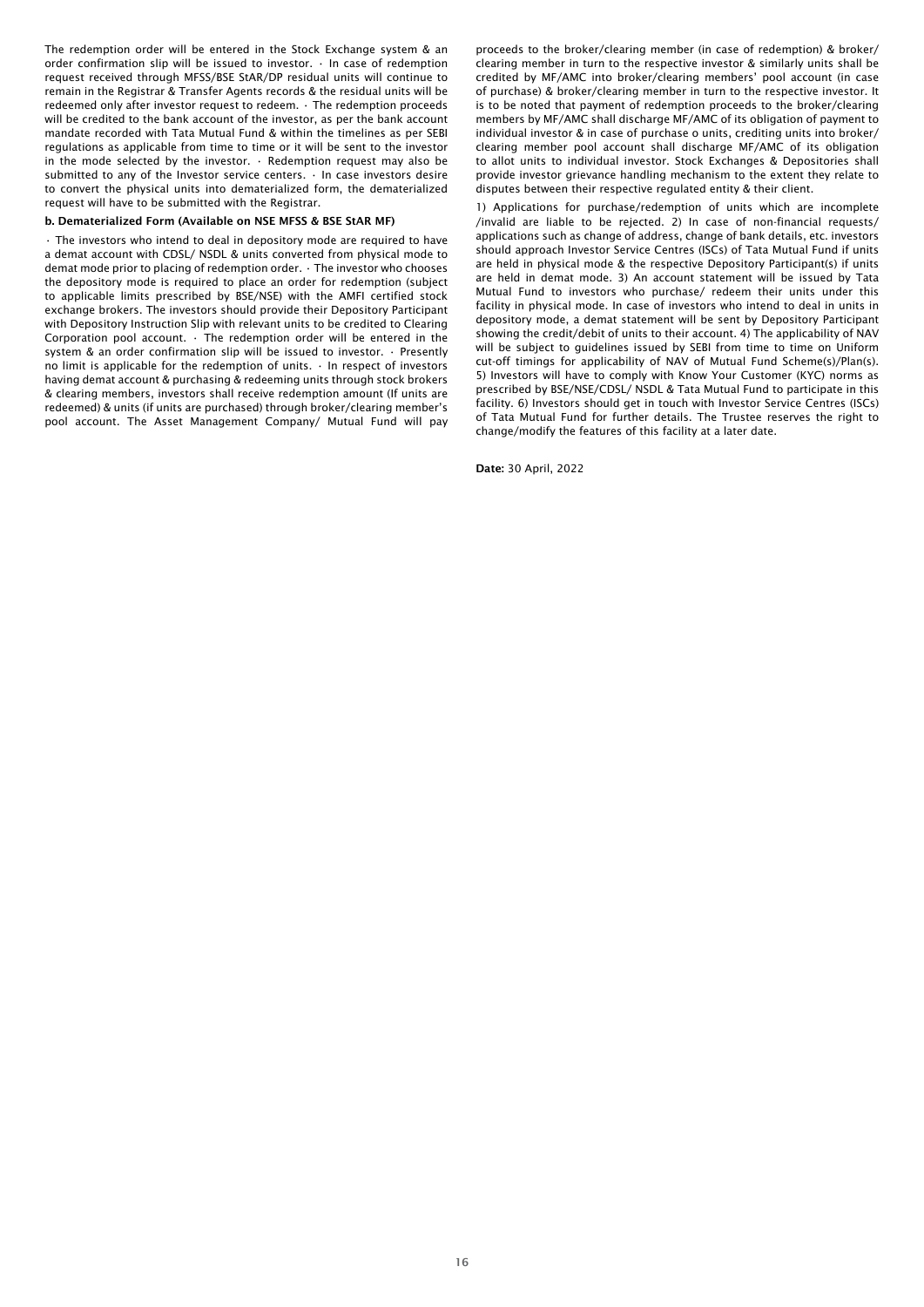The redemption order will be entered in the Stock Exchange system & an order confirmation slip will be issued to investor. · In case of redemption request received through MFSS/BSE StAR/DP residual units will continue to remain in the Registrar & Transfer Agents records & the residual units will be redeemed only after investor request to redeem. · The redemption proceeds will be credited to the bank account of the investor, as per the bank account mandate recorded with Tata Mutual Fund & within the timelines as per SEBI regulations as applicable from time to time or it will be sent to the investor in the mode selected by the investor. · Redemption request may also be submitted to any of the Investor service centers. · In case investors desire to convert the physical units into dematerialized form, the dematerialized request will have to be submitted with the Registrar.

**b. Dematerialized Form (Available on NSE MFSS & BSE StAR MF)**

· The investors who intend to deal in depository mode are required to have a demat account with CDSL/ NSDL & units converted from physical mode to demat mode prior to placing of redemption order. · The investor who chooses the depository mode is required to place an order for redemption (subject to applicable limits prescribed by BSE/NSE) with the AMFI certified stock exchange brokers. The investors should provide their Depository Participant with Depository Instruction Slip with relevant units to be credited to Clearing Corporation pool account. · The redemption order will be entered in the system & an order confirmation slip will be issued to investor. · Presently no limit is applicable for the redemption of units. · In respect of investors having demat account & purchasing & redeeming units through stock brokers & clearing members, investors shall receive redemption amount (If units are redeemed) & units (if units are purchased) through broker/clearing member's pool account. The Asset Management Company/ Mutual Fund will pay proceeds to the broker/clearing member (in case of redemption) & broker/ clearing member in turn to the respective investor & similarly units shall be credited by MF/AMC into broker/clearing members' pool account (in case of purchase) & broker/clearing member in turn to the respective investor. It is to be noted that payment of redemption proceeds to the broker/clearing members by MF/AMC shall discharge MF/AMC of its obligation of payment to individual investor & in case of purchase o units, crediting units into broker/ clearing member pool account shall discharge MF/AMC of its obligation to allot units to individual investor. Stock Exchanges & Depositories shall provide investor grievance handling mechanism to the extent they relate to disputes between their respective regulated entity & their client.

1) Applications for purchase/redemption of units which are incomplete /invalid are liable to be rejected. 2) In case of non-financial requests/ applications such as change of address, change of bank details, etc. investors should approach Investor Service Centres (ISCs) of Tata Mutual Fund if units are held in physical mode & the respective Depository Participant(s) if units are held in demat mode. 3) An account statement will be issued by Tata Mutual Fund to investors who purchase/ redeem their units under this facility in physical mode. In case of investors who intend to deal in units in depository mode, a demat statement will be sent by Depository Participant showing the credit/debit of units to their account. 4) The applicability of NAV will be subject to guidelines issued by SEBI from time to time on Uniform cut-off timings for applicability of NAV of Mutual Fund Scheme(s)/Plan(s). 5) Investors will have to comply with Know Your Customer (KYC) norms as prescribed by BSE/NSE/CDSL/ NSDL & Tata Mutual Fund to participate in this facility. 6) Investors should get in touch with Investor Service Centres (ISCs) of Tata Mutual Fund for further details. The Trustee reserves the right to change/modify the features of this facility at a later date.

**Date:** 30 April, 2022